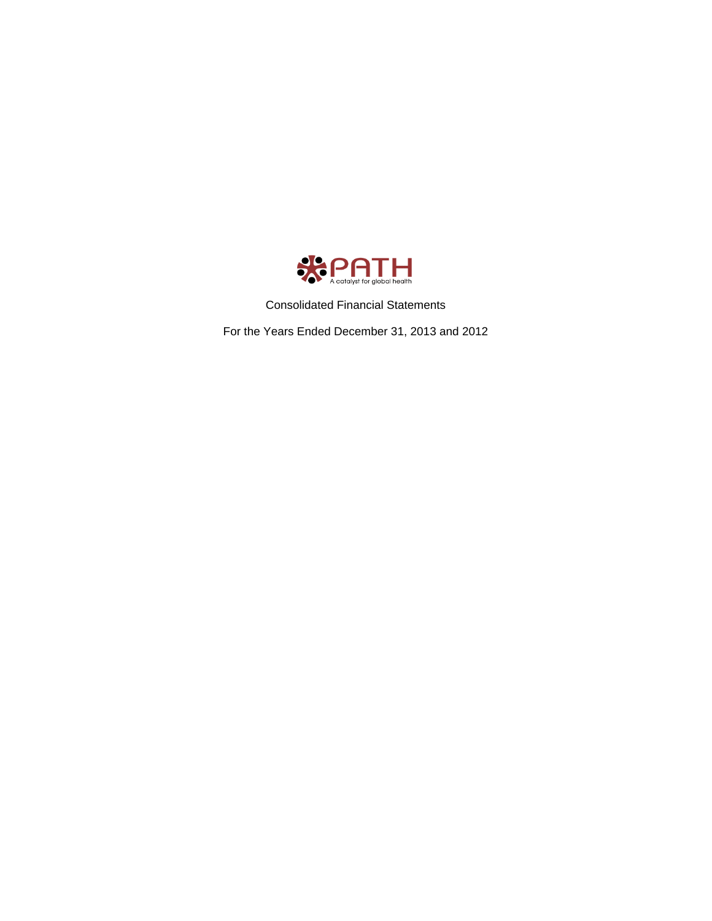PATH

A catalyst for global health

Consolidated Financial Statements

For the Years Ended December 31, 2013 and 2012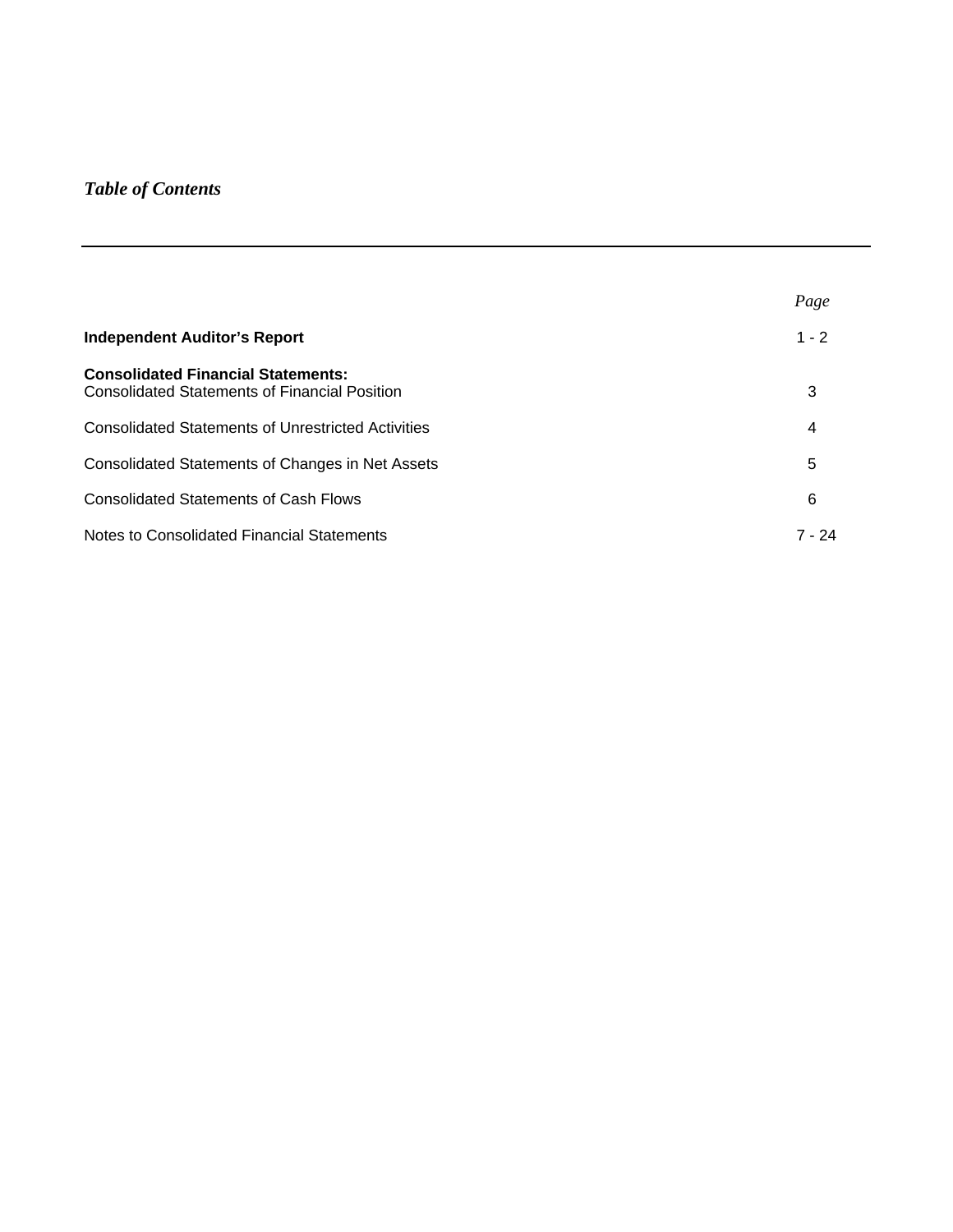# *Table of Contents*

| | *Page* |
|---|---|
| **Independent Auditor's Report** | 1 - 2 |
| **Consolidated Financial Statements:** | |
| Consolidated Statements of Financial Position | 3 |
| Consolidated Statements of Unrestricted Activities | 4 |
| Consolidated Statements of Changes in Net Assets | 5 |
| Consolidated Statements of Cash Flows | 6 |
| Notes to Consolidated Financial Statements | 7 - 24 |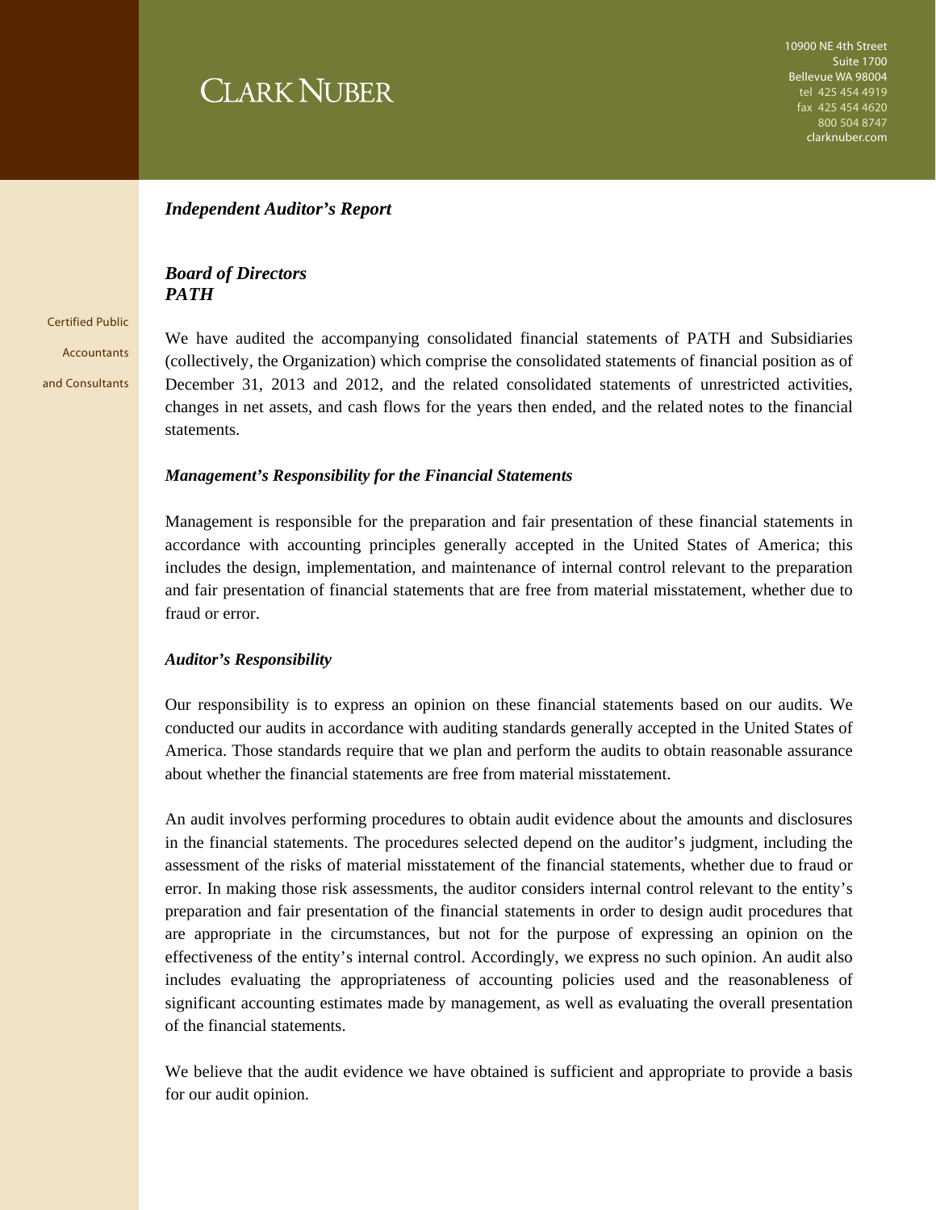CLARK NUBER

10900 NE 4th Street
Suite 1700
Bellevue WA 98004
tel 425 454 4919
fax 425 454 4620
800 504 8747
clarknuber.com

Certified Public Accountants and Consultants

***Independent Auditor's Report***

***Board of Directors***
***PATH***

We have audited the accompanying consolidated financial statements of PATH and Subsidiaries (collectively, the Organization) which comprise the consolidated statements of financial position as of December 31, 2013 and 2012, and the related consolidated statements of unrestricted activities, changes in net assets, and cash flows for the years then ended, and the related notes to the financial statements.

***Management's Responsibility for the Financial Statements***

Management is responsible for the preparation and fair presentation of these financial statements in accordance with accounting principles generally accepted in the United States of America; this includes the design, implementation, and maintenance of internal control relevant to the preparation and fair presentation of financial statements that are free from material misstatement, whether due to fraud or error.

***Auditor's Responsibility***

Our responsibility is to express an opinion on these financial statements based on our audits. We conducted our audits in accordance with auditing standards generally accepted in the United States of America. Those standards require that we plan and perform the audits to obtain reasonable assurance about whether the financial statements are free from material misstatement.

An audit involves performing procedures to obtain audit evidence about the amounts and disclosures in the financial statements. The procedures selected depend on the auditor's judgment, including the assessment of the risks of material misstatement of the financial statements, whether due to fraud or error. In making those risk assessments, the auditor considers internal control relevant to the entity's preparation and fair presentation of the financial statements in order to design audit procedures that are appropriate in the circumstances, but not for the purpose of expressing an opinion on the effectiveness of the entity's internal control. Accordingly, we express no such opinion. An audit also includes evaluating the appropriateness of accounting policies used and the reasonableness of significant accounting estimates made by management, as well as evaluating the overall presentation of the financial statements.

We believe that the audit evidence we have obtained is sufficient and appropriate to provide a basis for our audit opinion.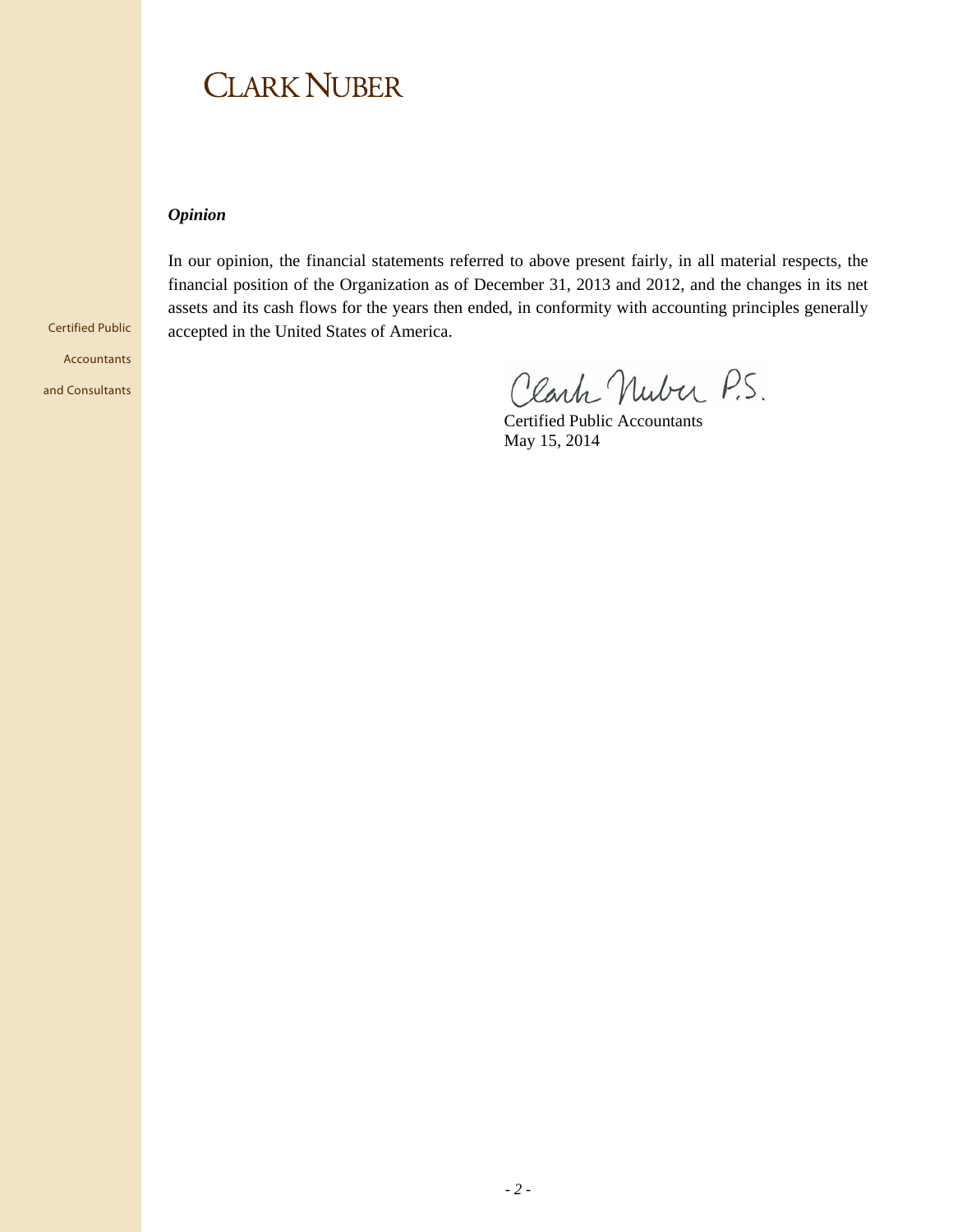CLARK NUBER

Certified Public Accountants and Consultants

***Opinion***

In our opinion, the financial statements referred to above present fairly, in all material respects, the financial position of the Organization as of December 31, 2013 and 2012, and the changes in its net assets and its cash flows for the years then ended, in conformity with accounting principles generally accepted in the United States of America.

Clark Nuber P.S.

Certified Public Accountants
May 15, 2014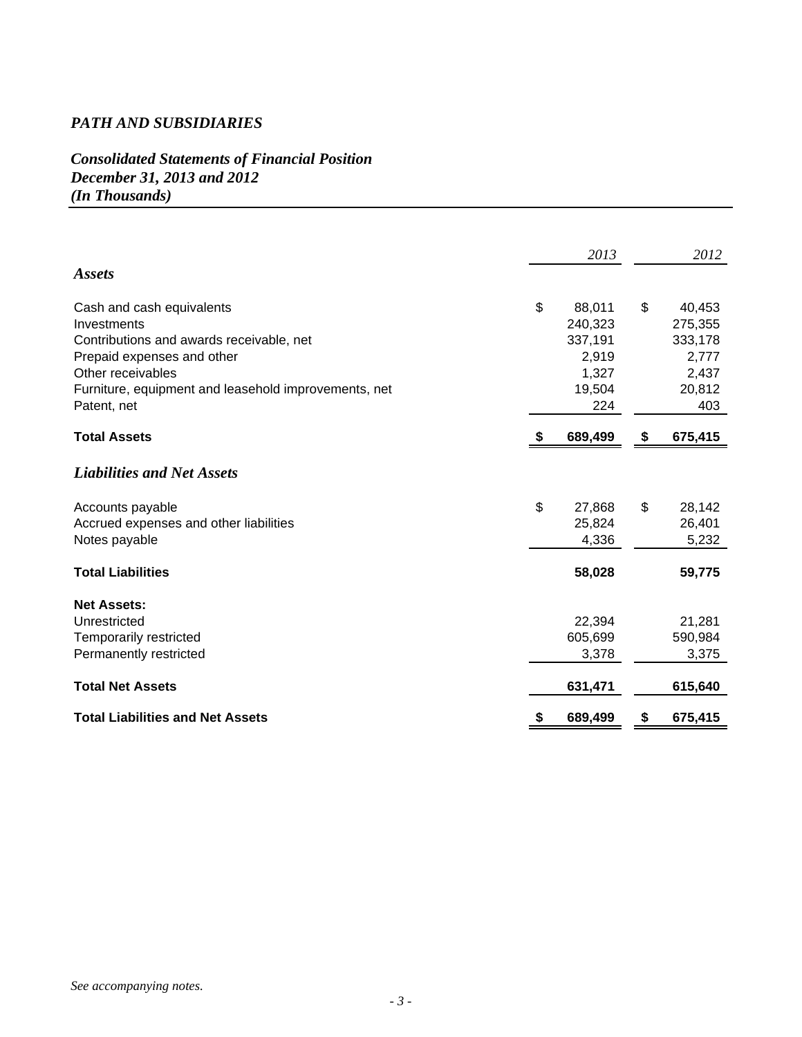# *PATH AND SUBSIDIARIES*

## *Consolidated Statements of Financial Position*
## *December 31, 2013 and 2012*
## *(In Thousands)*

| | 2013 | 2012 |
|---|---|---|
| ***Assets*** | | |
| Cash and cash equivalents | $ 88,011 | $ 40,453 |
| Investments | 240,323 | 275,355 |
| Contributions and awards receivable, net | 337,191 | 333,178 |
| Prepaid expenses and other | 2,919 | 2,777 |
| Other receivables | 1,327 | 2,437 |
| Furniture, equipment and leasehold improvements, net | 19,504 | 20,812 |
| Patent, net | 224 | 403 |
| **Total Assets** | **$ 689,499** | **$ 675,415** |
| ***Liabilities and Net Assets*** | | |
| Accounts payable | $ 27,868 | $ 28,142 |
| Accrued expenses and other liabilities | 25,824 | 26,401 |
| Notes payable | 4,336 | 5,232 |
| **Total Liabilities** | **58,028** | **59,775** |
| **Net Assets:** | | |
| Unrestricted | 22,394 | 21,281 |
| Temporarily restricted | 605,699 | 590,984 |
| Permanently restricted | 3,378 | 3,375 |
| **Total Net Assets** | **631,471** | **615,640** |
| **Total Liabilities and Net Assets** | **$ 689,499** | **$ 675,415** |

*See accompanying notes.*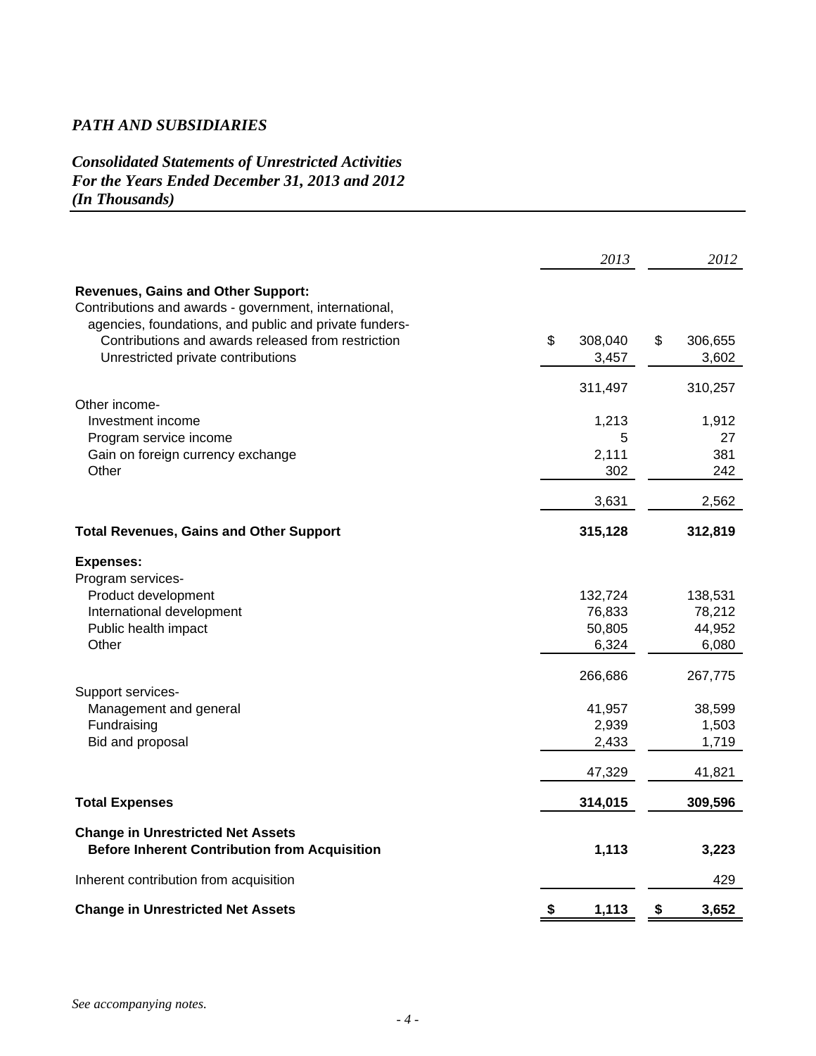*PATH AND SUBSIDIARIES*

*Consolidated Statements of Unrestricted Activities*
*For the Years Ended December 31, 2013 and 2012*
*(In Thousands)*

| | *2013* | *2012* |
|---|---|---|
| **Revenues, Gains and Other Support:** | | |
| Contributions and awards - government, international, agencies, foundations, and public and private funders- | | |
| Contributions and awards released from restriction | $ 308,040 | $ 306,655 |
| Unrestricted private contributions | 3,457 | 3,602 |
| | 311,497 | 310,257 |
| Other income- | | |
| Investment income | 1,213 | 1,912 |
| Program service income | 5 | 27 |
| Gain on foreign currency exchange | 2,111 | 381 |
| Other | 302 | 242 |
| | 3,631 | 2,562 |
| **Total Revenues, Gains and Other Support** | **315,128** | **312,819** |
| **Expenses:** | | |
| Program services- | | |
| Product development | 132,724 | 138,531 |
| International development | 76,833 | 78,212 |
| Public health impact | 50,805 | 44,952 |
| Other | 6,324 | 6,080 |
| | 266,686 | 267,775 |
| Support services- | | |
| Management and general | 41,957 | 38,599 |
| Fundraising | 2,939 | 1,503 |
| Bid and proposal | 2,433 | 1,719 |
| | 47,329 | 41,821 |
| **Total Expenses** | **314,015** | **309,596** |
| **Change in Unrestricted Net Assets Before Inherent Contribution from Acquisition** | **1,113** | **3,223** |
| Inherent contribution from acquisition | | 429 |
| **Change in Unrestricted Net Assets** | **$ 1,113** | **$ 3,652** |

*See accompanying notes.*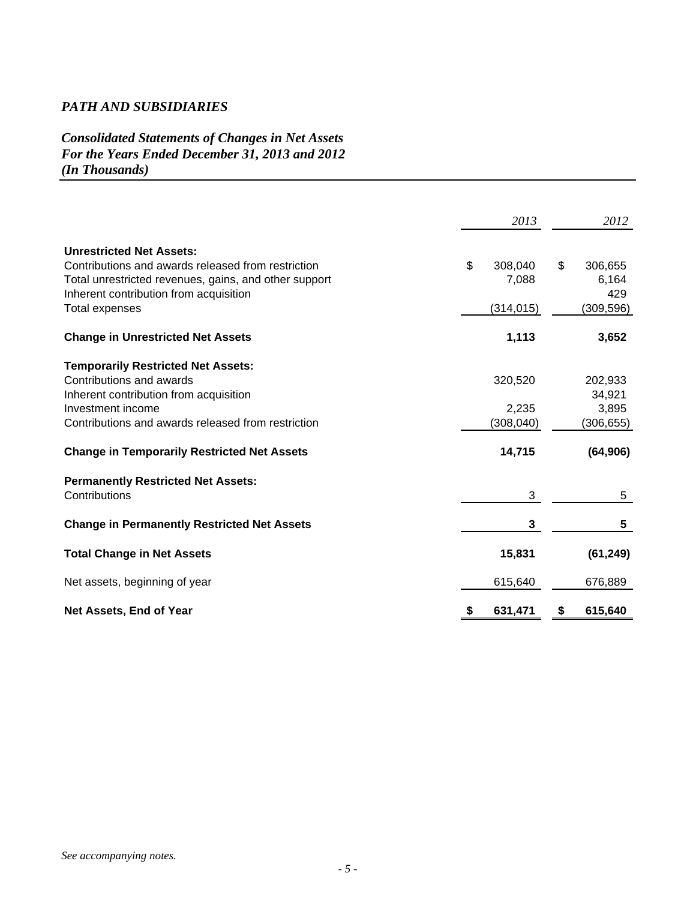*PATH AND SUBSIDIARIES*

*Consolidated Statements of Changes in Net Assets*
*For the Years Ended December 31, 2013 and 2012*
*(In Thousands)*

| | *2013* | *2012* |
|---|---|---|
| **Unrestricted Net Assets:** | | |
| Contributions and awards released from restriction | $ 308,040 | $ 306,655 |
| Total unrestricted revenues, gains, and other support | 7,088 | 6,164 |
| Inherent contribution from acquisition | | 429 |
| Total expenses | (314,015) | (309,596) |
| **Change in Unrestricted Net Assets** | **1,113** | **3,652** |
| **Temporarily Restricted Net Assets:** | | |
| Contributions and awards | 320,520 | 202,933 |
| Inherent contribution from acquisition | | 34,921 |
| Investment income | 2,235 | 3,895 |
| Contributions and awards released from restriction | (308,040) | (306,655) |
| **Change in Temporarily Restricted Net Assets** | **14,715** | **(64,906)** |
| **Permanently Restricted Net Assets:** | | |
| Contributions | 3 | 5 |
| **Change in Permanently Restricted Net Assets** | **3** | **5** |
| **Total Change in Net Assets** | **15,831** | **(61,249)** |
| Net assets, beginning of year | 615,640 | 676,889 |
| **Net Assets, End of Year** | **$ 631,471** | **$ 615,640** |

*See accompanying notes.*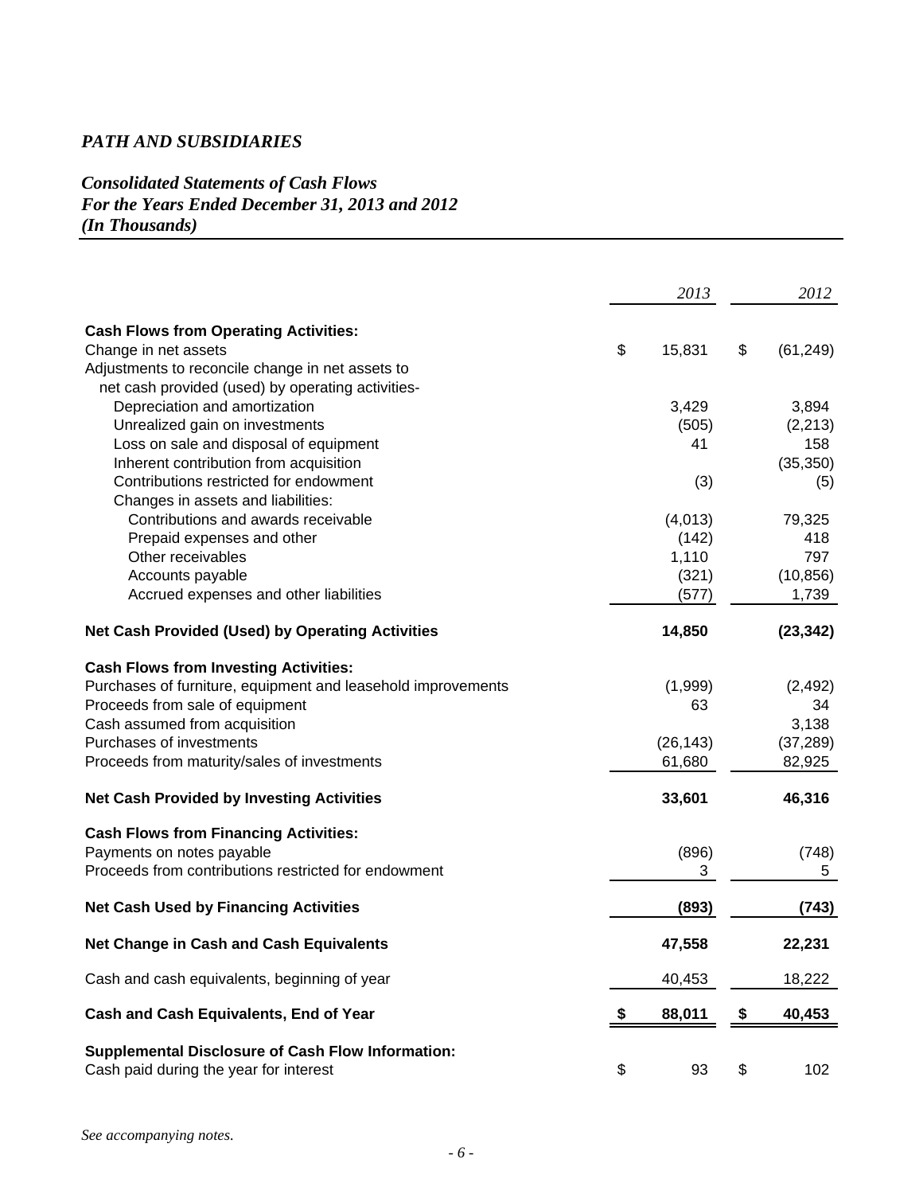*PATH AND SUBSIDIARIES*

*Consolidated Statements of Cash Flows*
*For the Years Ended December 31, 2013 and 2012*
*(In Thousands)*

| | *2013* | *2012* |
|---|---|---|
| **Cash Flows from Operating Activities:** | | |
| Change in net assets | $ 15,831 | $ (61,249) |
| Adjustments to reconcile change in net assets to net cash provided (used) by operating activities- | | |
| Depreciation and amortization | 3,429 | 3,894 |
| Unrealized gain on investments | (505) | (2,213) |
| Loss on sale and disposal of equipment | 41 | 158 |
| Inherent contribution from acquisition | | (35,350) |
| Contributions restricted for endowment | (3) | (5) |
| Changes in assets and liabilities: | | |
| Contributions and awards receivable | (4,013) | 79,325 |
| Prepaid expenses and other | (142) | 418 |
| Other receivables | 1,110 | 797 |
| Accounts payable | (321) | (10,856) |
| Accrued expenses and other liabilities | (577) | 1,739 |
| **Net Cash Provided (Used) by Operating Activities** | **14,850** | **(23,342)** |
| **Cash Flows from Investing Activities:** | | |
| Purchases of furniture, equipment and leasehold improvements | (1,999) | (2,492) |
| Proceeds from sale of equipment | 63 | 34 |
| Cash assumed from acquisition | | 3,138 |
| Purchases of investments | (26,143) | (37,289) |
| Proceeds from maturity/sales of investments | 61,680 | 82,925 |
| **Net Cash Provided by Investing Activities** | **33,601** | **46,316** |
| **Cash Flows from Financing Activities:** | | |
| Payments on notes payable | (896) | (748) |
| Proceeds from contributions restricted for endowment | 3 | 5 |
| **Net Cash Used by Financing Activities** | **(893)** | **(743)** |
| **Net Change in Cash and Cash Equivalents** | **47,558** | **22,231** |
| Cash and cash equivalents, beginning of year | 40,453 | 18,222 |
| **Cash and Cash Equivalents, End of Year** | **$ 88,011** | **$ 40,453** |
| **Supplemental Disclosure of Cash Flow Information:** | | |
| Cash paid during the year for interest | $ 93 | $ 102 |

*See accompanying notes.*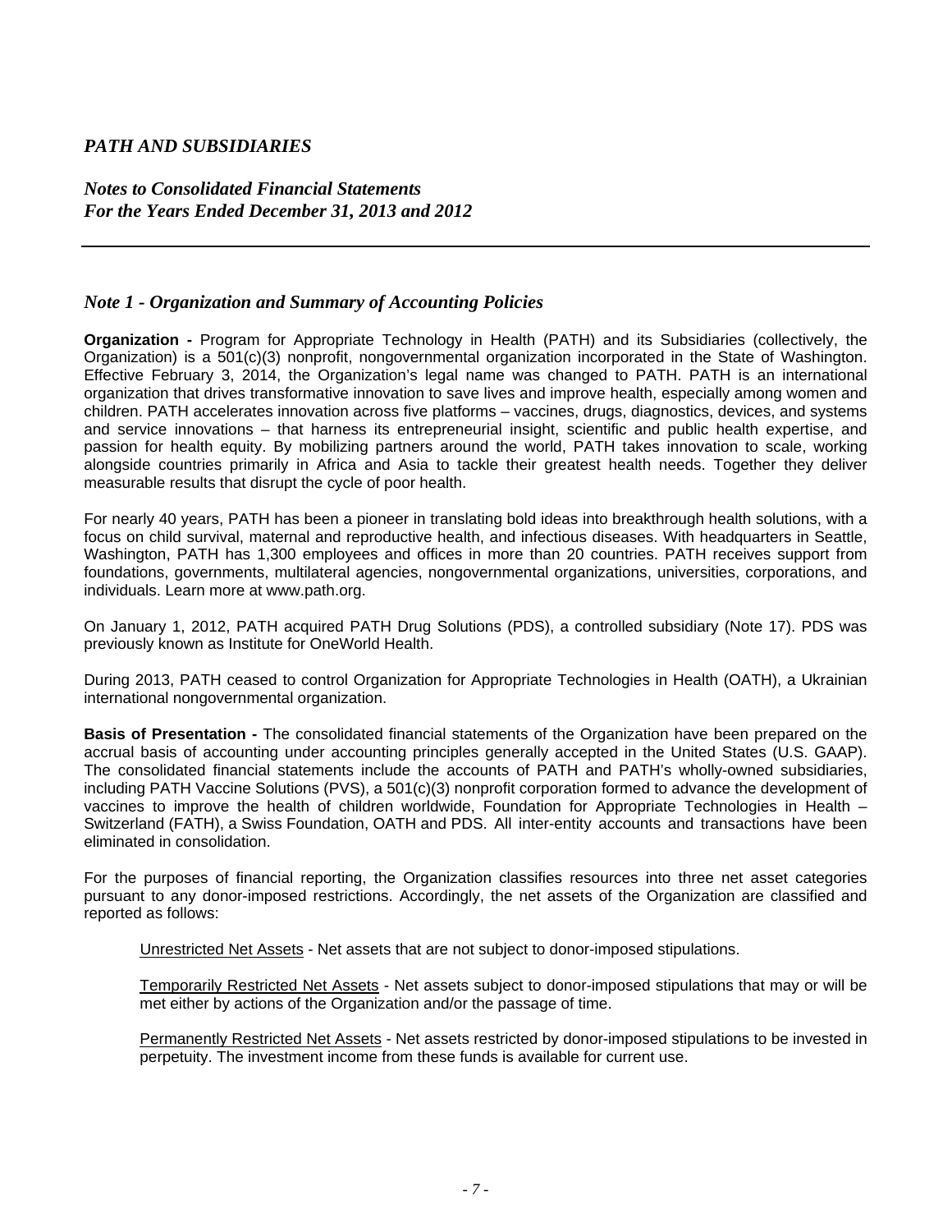*PATH AND SUBSIDIARIES*

*Notes to Consolidated Financial Statements*
*For the Years Ended December 31, 2013 and 2012*

## *Note 1 - Organization and Summary of Accounting Policies*

**Organization -** Program for Appropriate Technology in Health (PATH) and its Subsidiaries (collectively, the Organization) is a 501(c)(3) nonprofit, nongovernmental organization incorporated in the State of Washington. Effective February 3, 2014, the Organization's legal name was changed to PATH. PATH is an international organization that drives transformative innovation to save lives and improve health, especially among women and children. PATH accelerates innovation across five platforms – vaccines, drugs, diagnostics, devices, and systems and service innovations – that harness its entrepreneurial insight, scientific and public health expertise, and passion for health equity. By mobilizing partners around the world, PATH takes innovation to scale, working alongside countries primarily in Africa and Asia to tackle their greatest health needs. Together they deliver measurable results that disrupt the cycle of poor health.

For nearly 40 years, PATH has been a pioneer in translating bold ideas into breakthrough health solutions, with a focus on child survival, maternal and reproductive health, and infectious diseases. With headquarters in Seattle, Washington, PATH has 1,300 employees and offices in more than 20 countries. PATH receives support from foundations, governments, multilateral agencies, nongovernmental organizations, universities, corporations, and individuals. Learn more at www.path.org.

On January 1, 2012, PATH acquired PATH Drug Solutions (PDS), a controlled subsidiary (Note 17). PDS was previously known as Institute for OneWorld Health.

During 2013, PATH ceased to control Organization for Appropriate Technologies in Health (OATH), a Ukrainian international nongovernmental organization.

**Basis of Presentation -** The consolidated financial statements of the Organization have been prepared on the accrual basis of accounting under accounting principles generally accepted in the United States (U.S. GAAP). The consolidated financial statements include the accounts of PATH and PATH's wholly-owned subsidiaries, including PATH Vaccine Solutions (PVS), a 501(c)(3) nonprofit corporation formed to advance the development of vaccines to improve the health of children worldwide, Foundation for Appropriate Technologies in Health – Switzerland (FATH), a Swiss Foundation, OATH and PDS. All inter-entity accounts and transactions have been eliminated in consolidation.

For the purposes of financial reporting, the Organization classifies resources into three net asset categories pursuant to any donor-imposed restrictions. Accordingly, the net assets of the Organization are classified and reported as follows:

Unrestricted Net Assets - Net assets that are not subject to donor-imposed stipulations.

Temporarily Restricted Net Assets - Net assets subject to donor-imposed stipulations that may or will be met either by actions of the Organization and/or the passage of time.

Permanently Restricted Net Assets - Net assets restricted by donor-imposed stipulations to be invested in perpetuity. The investment income from these funds is available for current use.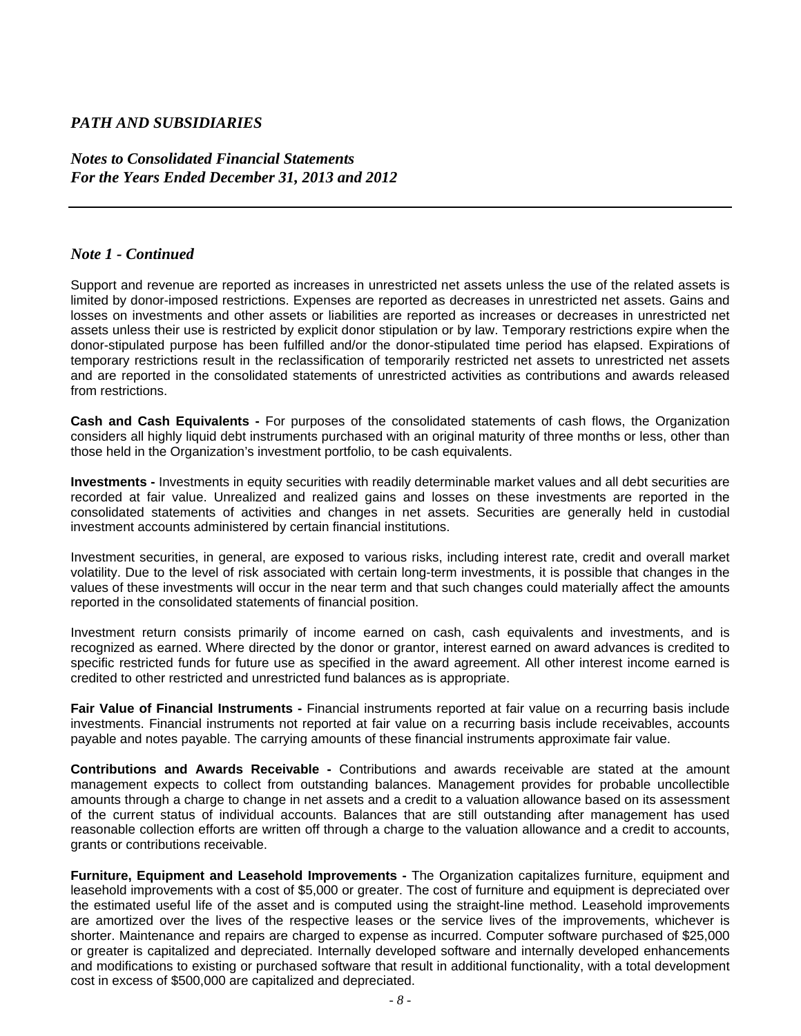## Note 1 - Continued

Support and revenue are reported as increases in unrestricted net assets unless the use of the related assets is limited by donor-imposed restrictions. Expenses are reported as decreases in unrestricted net assets. Gains and losses on investments and other assets or liabilities are reported as increases or decreases in unrestricted net assets unless their use is restricted by explicit donor stipulation or by law. Temporary restrictions expire when the donor-stipulated purpose has been fulfilled and/or the donor-stipulated time period has elapsed. Expirations of temporary restrictions result in the reclassification of temporarily restricted net assets to unrestricted net assets and are reported in the consolidated statements of unrestricted activities as contributions and awards released from restrictions.

**Cash and Cash Equivalents -** For purposes of the consolidated statements of cash flows, the Organization considers all highly liquid debt instruments purchased with an original maturity of three months or less, other than those held in the Organization's investment portfolio, to be cash equivalents.

**Investments -** Investments in equity securities with readily determinable market values and all debt securities are recorded at fair value. Unrealized and realized gains and losses on these investments are reported in the consolidated statements of activities and changes in net assets. Securities are generally held in custodial investment accounts administered by certain financial institutions.

Investment securities, in general, are exposed to various risks, including interest rate, credit and overall market volatility. Due to the level of risk associated with certain long-term investments, it is possible that changes in the values of these investments will occur in the near term and that such changes could materially affect the amounts reported in the consolidated statements of financial position.

Investment return consists primarily of income earned on cash, cash equivalents and investments, and is recognized as earned. Where directed by the donor or grantor, interest earned on award advances is credited to specific restricted funds for future use as specified in the award agreement. All other interest income earned is credited to other restricted and unrestricted fund balances as is appropriate.

**Fair Value of Financial Instruments -** Financial instruments reported at fair value on a recurring basis include investments. Financial instruments not reported at fair value on a recurring basis include receivables, accounts payable and notes payable. The carrying amounts of these financial instruments approximate fair value.

**Contributions and Awards Receivable -** Contributions and awards receivable are stated at the amount management expects to collect from outstanding balances. Management provides for probable uncollectible amounts through a charge to change in net assets and a credit to a valuation allowance based on its assessment of the current status of individual accounts. Balances that are still outstanding after management has used reasonable collection efforts are written off through a charge to the valuation allowance and a credit to accounts, grants or contributions receivable.

**Furniture, Equipment and Leasehold Improvements -** The Organization capitalizes furniture, equipment and leasehold improvements with a cost of $5,000 or greater. The cost of furniture and equipment is depreciated over the estimated useful life of the asset and is computed using the straight-line method. Leasehold improvements are amortized over the lives of the respective leases or the service lives of the improvements, whichever is shorter. Maintenance and repairs are charged to expense as incurred. Computer software purchased of $25,000 or greater is capitalized and depreciated. Internally developed software and internally developed enhancements and modifications to existing or purchased software that result in additional functionality, with a total development cost in excess of $500,000 are capitalized and depreciated.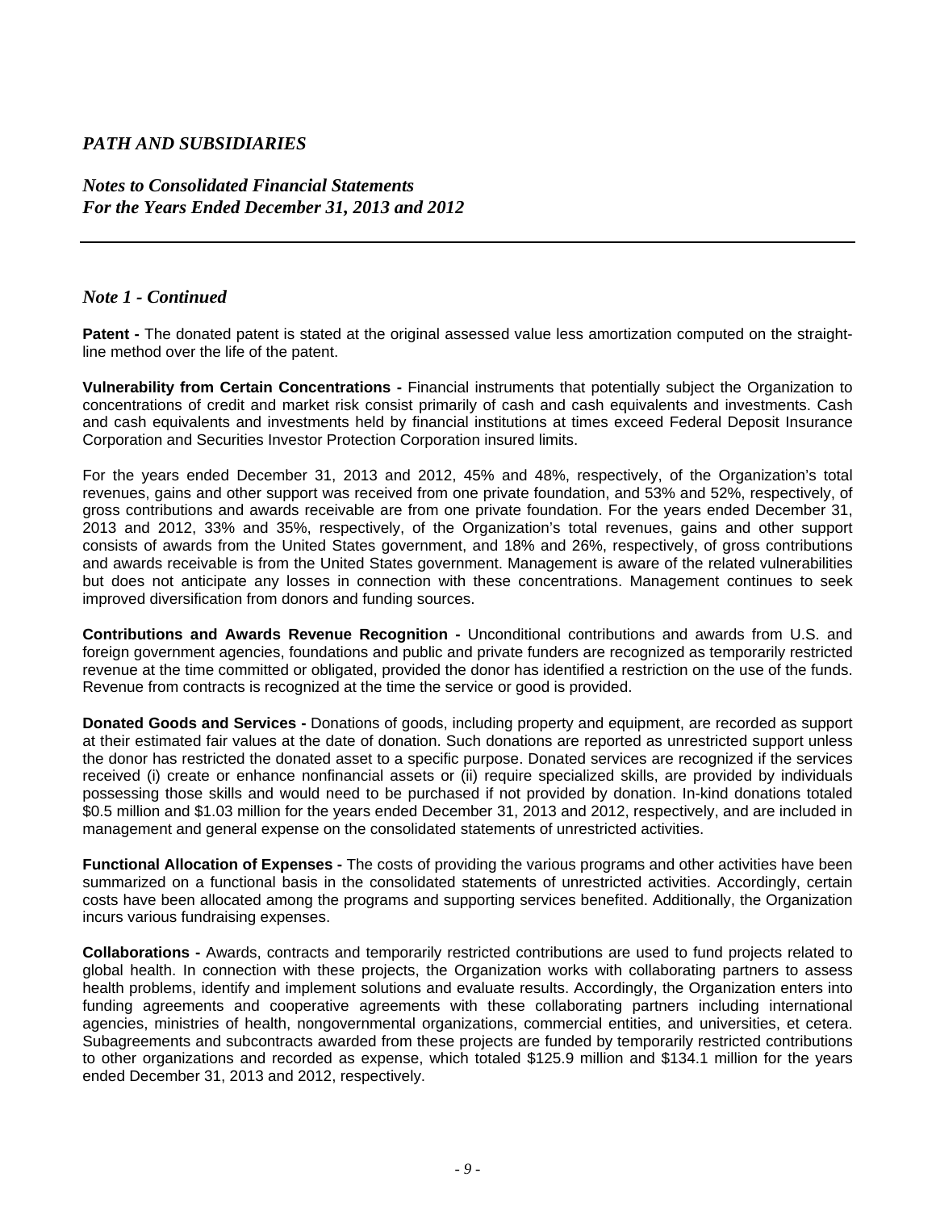## Note 1 - Continued

**Patent -** The donated patent is stated at the original assessed value less amortization computed on the straight-line method over the life of the patent.

**Vulnerability from Certain Concentrations -** Financial instruments that potentially subject the Organization to concentrations of credit and market risk consist primarily of cash and cash equivalents and investments. Cash and cash equivalents and investments held by financial institutions at times exceed Federal Deposit Insurance Corporation and Securities Investor Protection Corporation insured limits.

For the years ended December 31, 2013 and 2012, 45% and 48%, respectively, of the Organization's total revenues, gains and other support was received from one private foundation, and 53% and 52%, respectively, of gross contributions and awards receivable are from one private foundation. For the years ended December 31, 2013 and 2012, 33% and 35%, respectively, of the Organization's total revenues, gains and other support consists of awards from the United States government, and 18% and 26%, respectively, of gross contributions and awards receivable is from the United States government. Management is aware of the related vulnerabilities but does not anticipate any losses in connection with these concentrations. Management continues to seek improved diversification from donors and funding sources.

**Contributions and Awards Revenue Recognition -** Unconditional contributions and awards from U.S. and foreign government agencies, foundations and public and private funders are recognized as temporarily restricted revenue at the time committed or obligated, provided the donor has identified a restriction on the use of the funds. Revenue from contracts is recognized at the time the service or good is provided.

**Donated Goods and Services -** Donations of goods, including property and equipment, are recorded as support at their estimated fair values at the date of donation. Such donations are reported as unrestricted support unless the donor has restricted the donated asset to a specific purpose. Donated services are recognized if the services received (i) create or enhance nonfinancial assets or (ii) require specialized skills, are provided by individuals possessing those skills and would need to be purchased if not provided by donation. In-kind donations totaled \$0.5 million and \$1.03 million for the years ended December 31, 2013 and 2012, respectively, and are included in management and general expense on the consolidated statements of unrestricted activities.

**Functional Allocation of Expenses -** The costs of providing the various programs and other activities have been summarized on a functional basis in the consolidated statements of unrestricted activities. Accordingly, certain costs have been allocated among the programs and supporting services benefited. Additionally, the Organization incurs various fundraising expenses.

**Collaborations -** Awards, contracts and temporarily restricted contributions are used to fund projects related to global health. In connection with these projects, the Organization works with collaborating partners to assess health problems, identify and implement solutions and evaluate results. Accordingly, the Organization enters into funding agreements and cooperative agreements with these collaborating partners including international agencies, ministries of health, nongovernmental organizations, commercial entities, and universities, et cetera. Subagreements and subcontracts awarded from these projects are funded by temporarily restricted contributions to other organizations and recorded as expense, which totaled \$125.9 million and \$134.1 million for the years ended December 31, 2013 and 2012, respectively.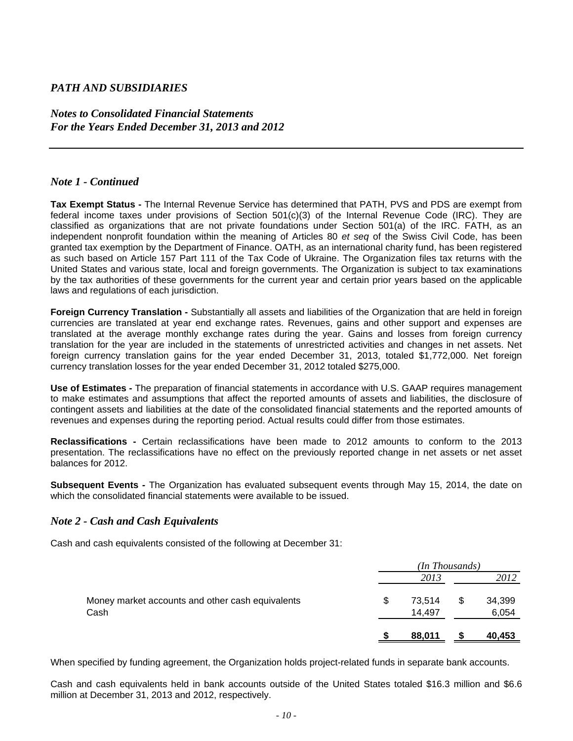## Note 1 - Continued

**Tax Exempt Status -** The Internal Revenue Service has determined that PATH, PVS and PDS are exempt from federal income taxes under provisions of Section 501(c)(3) of the Internal Revenue Code (IRC). They are classified as organizations that are not private foundations under Section 501(a) of the IRC. FATH, as an independent nonprofit foundation within the meaning of Articles 80 *et seq* of the Swiss Civil Code, has been granted tax exemption by the Department of Finance. OATH, as an international charity fund, has been registered as such based on Article 157 Part 111 of the Tax Code of Ukraine. The Organization files tax returns with the United States and various state, local and foreign governments. The Organization is subject to tax examinations by the tax authorities of these governments for the current year and certain prior years based on the applicable laws and regulations of each jurisdiction.

**Foreign Currency Translation -** Substantially all assets and liabilities of the Organization that are held in foreign currencies are translated at year end exchange rates. Revenues, gains and other support and expenses are translated at the average monthly exchange rates during the year. Gains and losses from foreign currency translation for the year are included in the statements of unrestricted activities and changes in net assets. Net foreign currency translation gains for the year ended December 31, 2013, totaled $1,772,000. Net foreign currency translation losses for the year ended December 31, 2012 totaled $275,000.

**Use of Estimates -** The preparation of financial statements in accordance with U.S. GAAP requires management to make estimates and assumptions that affect the reported amounts of assets and liabilities, the disclosure of contingent assets and liabilities at the date of the consolidated financial statements and the reported amounts of revenues and expenses during the reporting period. Actual results could differ from those estimates.

**Reclassifications -** Certain reclassifications have been made to 2012 amounts to conform to the 2013 presentation. The reclassifications have no effect on the previously reported change in net assets or net asset balances for 2012.

**Subsequent Events -** The Organization has evaluated subsequent events through May 15, 2014, the date on which the consolidated financial statements were available to be issued.

## Note 2 - Cash and Cash Equivalents

Cash and cash equivalents consisted of the following at December 31:

| | *(In Thousands)* | |
|---|---|---|
| | *2013* | *2012* |
| Money market accounts and other cash equivalents | $ 73,514 | $ 34,399 |
| Cash | 14,497 | 6,054 |
| | **$ 88,011** | **$ 40,453** |

When specified by funding agreement, the Organization holds project-related funds in separate bank accounts.

Cash and cash equivalents held in bank accounts outside of the United States totaled $16.3 million and $6.6 million at December 31, 2013 and 2012, respectively.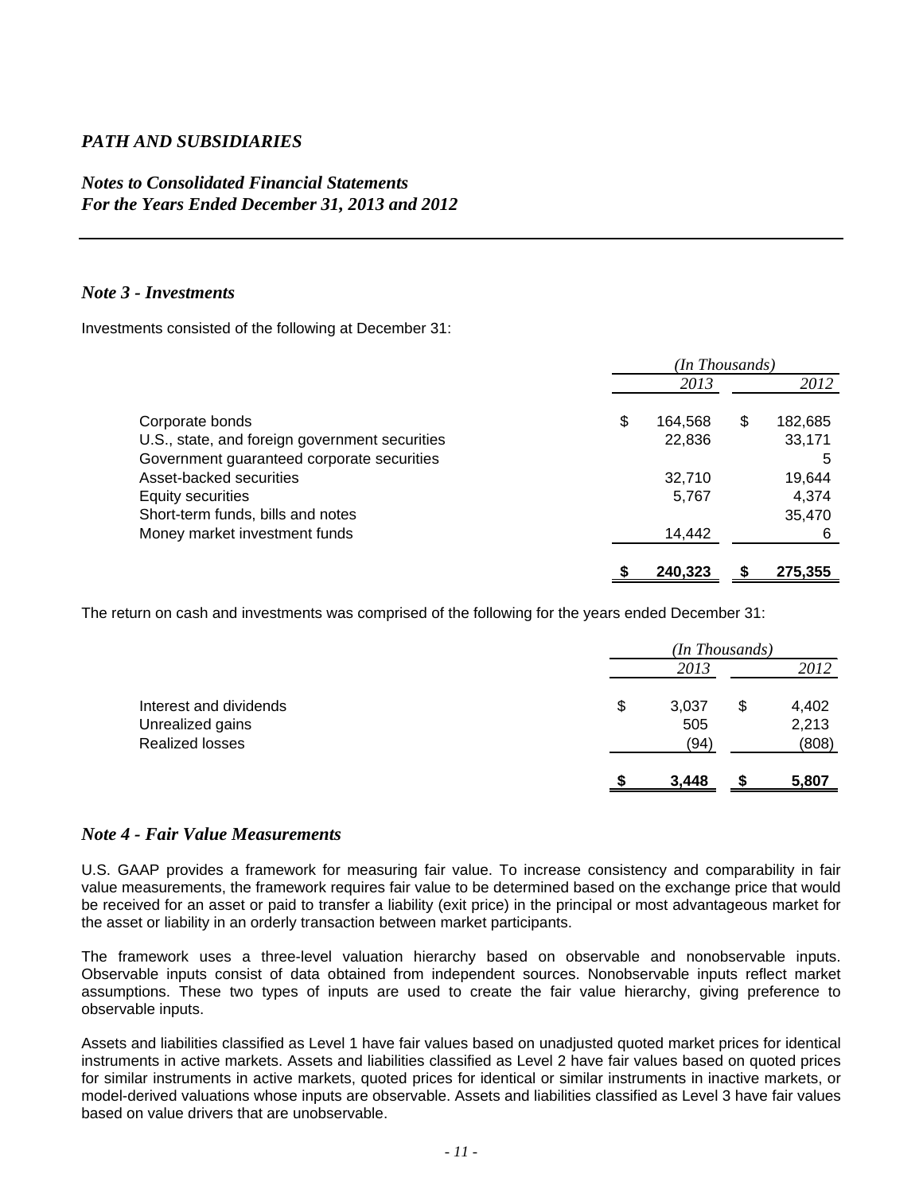## *Note 3 - Investments*

Investments consisted of the following at December 31:

| | *(In Thousands)* | |
|---|---|---|
| | *2013* | *2012* |
| Corporate bonds | $ 164,568 | $ 182,685 |
| U.S., state, and foreign government securities | 22,836 | 33,171 |
| Government guaranteed corporate securities | | 5 |
| Asset-backed securities | 32,710 | 19,644 |
| Equity securities | 5,767 | 4,374 |
| Short-term funds, bills and notes | | 35,470 |
| Money market investment funds | 14,442 | 6 |
| | **$ 240,323** | **$ 275,355** |

The return on cash and investments was comprised of the following for the years ended December 31:

| | *(In Thousands)* | |
|---|---|---|
| | *2013* | *2012* |
| Interest and dividends | $ 3,037 | $ 4,402 |
| Unrealized gains | 505 | 2,213 |
| Realized losses | (94) | (808) |
| | **$ 3,448** | **$ 5,807** |

## *Note 4 - Fair Value Measurements*

U.S. GAAP provides a framework for measuring fair value. To increase consistency and comparability in fair value measurements, the framework requires fair value to be determined based on the exchange price that would be received for an asset or paid to transfer a liability (exit price) in the principal or most advantageous market for the asset or liability in an orderly transaction between market participants.

The framework uses a three-level valuation hierarchy based on observable and nonobservable inputs. Observable inputs consist of data obtained from independent sources. Nonobservable inputs reflect market assumptions. These two types of inputs are used to create the fair value hierarchy, giving preference to observable inputs.

Assets and liabilities classified as Level 1 have fair values based on unadjusted quoted market prices for identical instruments in active markets. Assets and liabilities classified as Level 2 have fair values based on quoted prices for similar instruments in active markets, quoted prices for identical or similar instruments in inactive markets, or model-derived valuations whose inputs are observable. Assets and liabilities classified as Level 3 have fair values based on value drivers that are unobservable.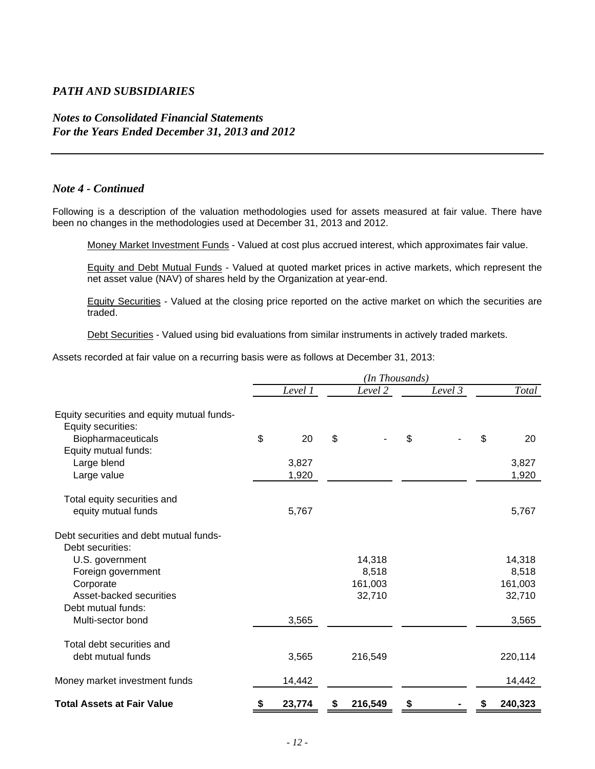*PATH AND SUBSIDIARIES*

*Notes to Consolidated Financial Statements*
*For the Years Ended December 31, 2013 and 2012*

### *Note 4 - Continued*

Following is a description of the valuation methodologies used for assets measured at fair value. There have been no changes in the methodologies used at December 31, 2013 and 2012.

Money Market Investment Funds - Valued at cost plus accrued interest, which approximates fair value.

Equity and Debt Mutual Funds - Valued at quoted market prices in active markets, which represent the net asset value (NAV) of shares held by the Organization at year-end.

Equity Securities - Valued at the closing price reported on the active market on which the securities are traded.

Debt Securities - Valued using bid evaluations from similar instruments in actively traded markets.

Assets recorded at fair value on a recurring basis were as follows at December 31, 2013:

| | *(In Thousands)* | | | |
|---|---|---|---|---|
| | *Level 1* | *Level 2* | *Level 3* | *Total* |
| Equity securities and equity mutual funds- | | | | |
| Equity securities: | | | | |
| Biopharmaceuticals | $ 20 | $ - | $ - | $ 20 |
| Equity mutual funds: | | | | |
| Large blend | 3,827 | | | 3,827 |
| Large value | 1,920 | | | 1,920 |
| Total equity securities and equity mutual funds | 5,767 | | | 5,767 |
| Debt securities and debt mutual funds- | | | | |
| Debt securities: | | | | |
| U.S. government | | 14,318 | | 14,318 |
| Foreign government | | 8,518 | | 8,518 |
| Corporate | | 161,003 | | 161,003 |
| Asset-backed securities | | 32,710 | | 32,710 |
| Debt mutual funds: | | | | |
| Multi-sector bond | 3,565 | | | 3,565 |
| Total debt securities and debt mutual funds | 3,565 | 216,549 | | 220,114 |
| Money market investment funds | 14,442 | | | 14,442 |
| **Total Assets at Fair Value** | **$ 23,774** | **$ 216,549** | **$ -** | **$ 240,323** |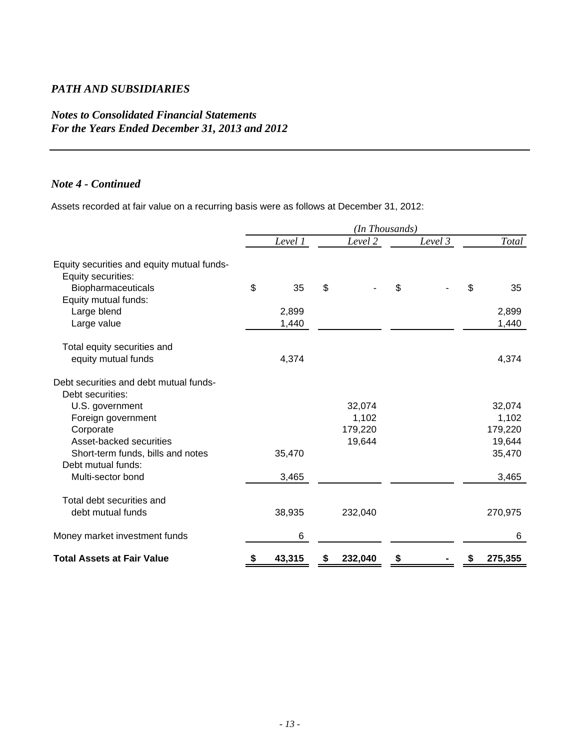*PATH AND SUBSIDIARIES*

*Notes to Consolidated Financial Statements*
*For the Years Ended December 31, 2013 and 2012*

### *Note 4 - Continued*

Assets recorded at fair value on a recurring basis were as follows at December 31, 2012:

| | *(In Thousands)* | | | |
|---|---|---|---|---|
| | *Level 1* | *Level 2* | *Level 3* | *Total* |
| Equity securities and equity mutual funds- | | | | |
| Equity securities: | | | | |
| Biopharmaceuticals | $ 35 | $ - | $ - | $ 35 |
| Equity mutual funds: | | | | |
| Large blend | 2,899 | | | 2,899 |
| Large value | 1,440 | | | 1,440 |
| Total equity securities and equity mutual funds | 4,374 | | | 4,374 |
| Debt securities and debt mutual funds- | | | | |
| Debt securities: | | | | |
| U.S. government | | 32,074 | | 32,074 |
| Foreign government | | 1,102 | | 1,102 |
| Corporate | | 179,220 | | 179,220 |
| Asset-backed securities | | 19,644 | | 19,644 |
| Short-term funds, bills and notes | 35,470 | | | 35,470 |
| Debt mutual funds: | | | | |
| Multi-sector bond | 3,465 | | | 3,465 |
| Total debt securities and debt mutual funds | 38,935 | 232,040 | | 270,975 |
| Money market investment funds | 6 | | | 6 |
| **Total Assets at Fair Value** | **$ 43,315** | **$ 232,040** | **$ -** | **$ 275,355** |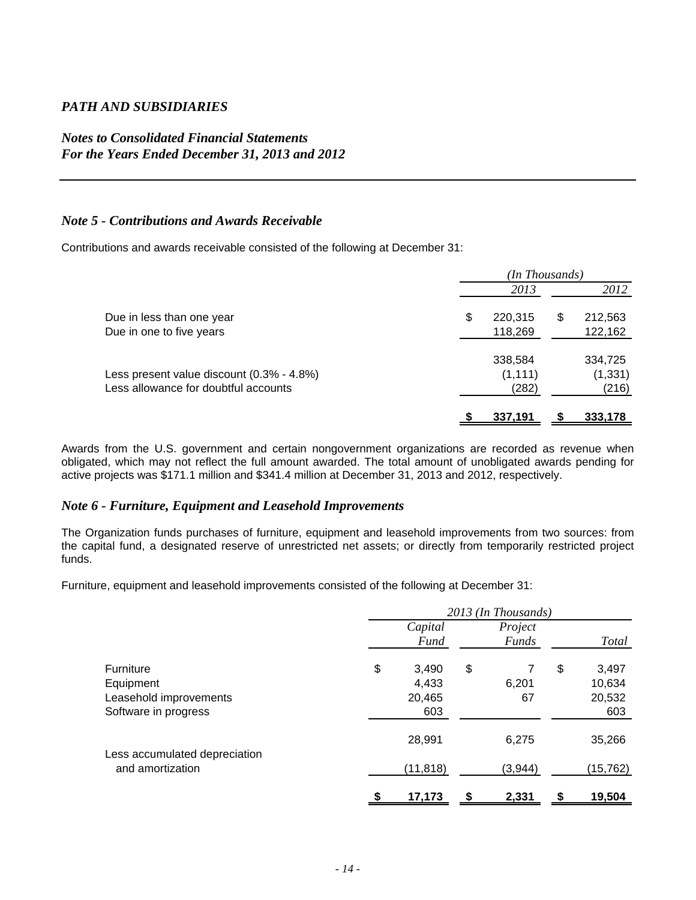*PATH AND SUBSIDIARIES*

*Notes to Consolidated Financial Statements*
*For the Years Ended December 31, 2013 and 2012*

### *Note 5 - Contributions and Awards Receivable*

Contributions and awards receivable consisted of the following at December 31:

| | *(In Thousands)* | |
|---|---|---|
| | *2013* | *2012* |
| Due in less than one year | $ 220,315 | $ 212,563 |
| Due in one to five years | 118,269 | 122,162 |
| | 338,584 | 334,725 |
| Less present value discount (0.3% - 4.8%) | (1,111) | (1,331) |
| Less allowance for doubtful accounts | (282) | (216) |
| | $ 337,191 | $ 333,178 |

Awards from the U.S. government and certain nongovernment organizations are recorded as revenue when obligated, which may not reflect the full amount awarded. The total amount of unobligated awards pending for active projects was $171.1 million and $341.4 million at December 31, 2013 and 2012, respectively.

### *Note 6 - Furniture, Equipment and Leasehold Improvements*

The Organization funds purchases of furniture, equipment and leasehold improvements from two sources: from the capital fund, a designated reserve of unrestricted net assets; or directly from temporarily restricted project funds.

Furniture, equipment and leasehold improvements consisted of the following at December 31:

| | *2013 (In Thousands)* | | |
|---|---|---|---|
| | *Capital Fund* | *Project Funds* | *Total* |
| Furniture | $ 3,490 | $ 7 | $ 3,497 |
| Equipment | 4,433 | 6,201 | 10,634 |
| Leasehold improvements | 20,465 | 67 | 20,532 |
| Software in progress | 603 | | 603 |
| | 28,991 | 6,275 | 35,266 |
| Less accumulated depreciation and amortization | (11,818) | (3,944) | (15,762) |
| | $ 17,173 | $ 2,331 | $ 19,504 |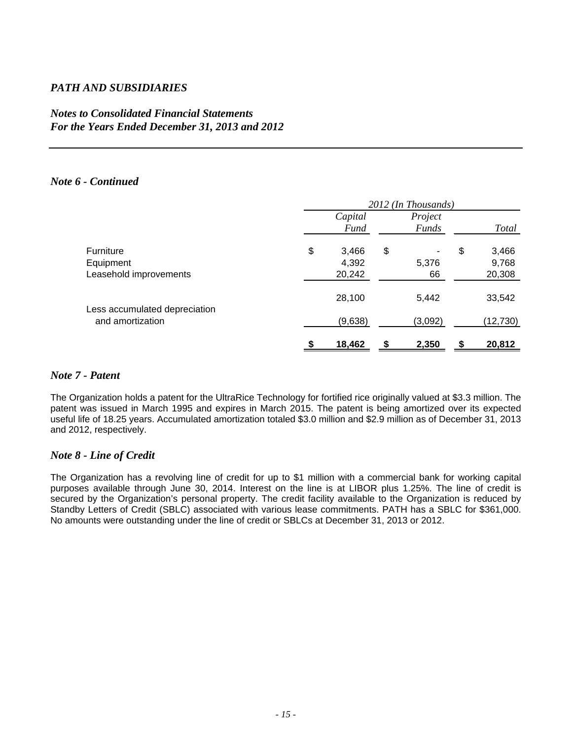## Note 6 - Continued

| | 2012 (In Thousands) | | |
|---|---|---|---|
| | Capital Fund | Project Funds | Total |
| Furniture | $ 3,466 | $ - | $ 3,466 |
| Equipment | 4,392 | 5,376 | 9,768 |
| Leasehold improvements | 20,242 | 66 | 20,308 |
| | 28,100 | 5,442 | 33,542 |
| Less accumulated depreciation and amortization | (9,638) | (3,092) | (12,730) |
| | **$ 18,462** | **$ 2,350** | **$ 20,812** |

## Note 7 - Patent

The Organization holds a patent for the UltraRice Technology for fortified rice originally valued at $3.3 million. The patent was issued in March 1995 and expires in March 2015. The patent is being amortized over its expected useful life of 18.25 years. Accumulated amortization totaled $3.0 million and $2.9 million as of December 31, 2013 and 2012, respectively.

## Note 8 - Line of Credit

The Organization has a revolving line of credit for up to $1 million with a commercial bank for working capital purposes available through June 30, 2014. Interest on the line is at LIBOR plus 1.25%. The line of credit is secured by the Organization's personal property. The credit facility available to the Organization is reduced by Standby Letters of Credit (SBLC) associated with various lease commitments. PATH has a SBLC for $361,000. No amounts were outstanding under the line of credit or SBLCs at December 31, 2013 or 2012.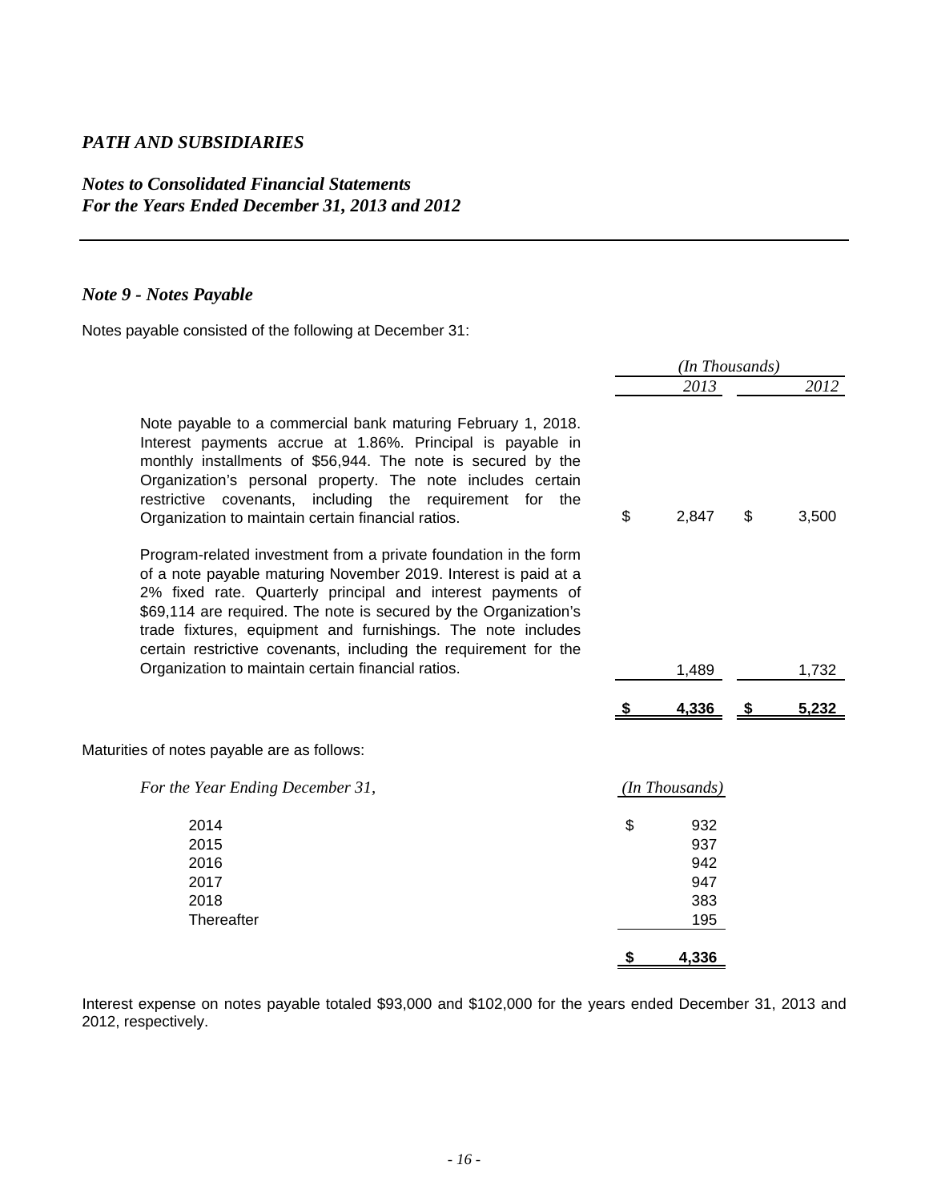*PATH AND SUBSIDIARIES*

*Notes to Consolidated Financial Statements*
*For the Years Ended December 31, 2013 and 2012*

### *Note 9 - Notes Payable*

Notes payable consisted of the following at December 31:

| | *(In Thousands)* | |
|---|---|---|
| | *2013* | *2012* |
| Note payable to a commercial bank maturing February 1, 2018. Interest payments accrue at 1.86%. Principal is payable in monthly installments of $56,944. The note is secured by the Organization's personal property. The note includes certain restrictive covenants, including the requirement for the Organization to maintain certain financial ratios. | $ 2,847 | $ 3,500 |
| Program-related investment from a private foundation in the form of a note payable maturing November 2019. Interest is paid at a 2% fixed rate. Quarterly principal and interest payments of $69,114 are required. The note is secured by the Organization's trade fixtures, equipment and furnishings. The note includes certain restrictive covenants, including the requirement for the Organization to maintain certain financial ratios. | 1,489 | 1,732 |
| | **$ 4,336** | **$ 5,232** |

Maturities of notes payable are as follows:

| *For the Year Ending December 31,* | *(In Thousands)* |
|---|---|
| 2014 | $ 932 |
| 2015 | 937 |
| 2016 | 942 |
| 2017 | 947 |
| 2018 | 383 |
| Thereafter | 195 |
| | **$ 4,336** |

Interest expense on notes payable totaled $93,000 and $102,000 for the years ended December 31, 2013 and 2012, respectively.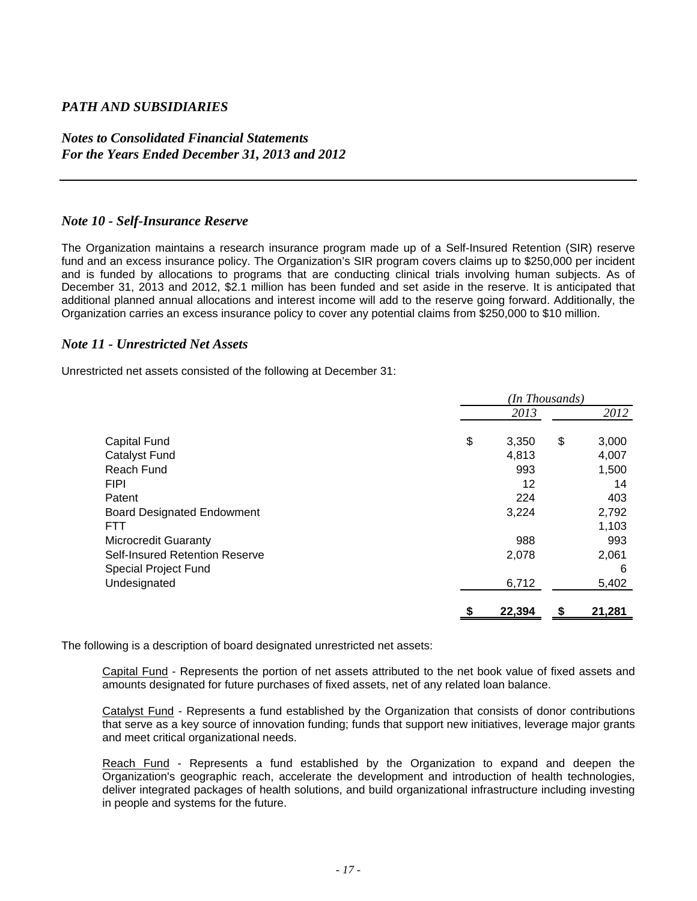*PATH AND SUBSIDIARIES*

*Notes to Consolidated Financial Statements*
*For the Years Ended December 31, 2013 and 2012*

### *Note 10 - Self-Insurance Reserve*

The Organization maintains a research insurance program made up of a Self-Insured Retention (SIR) reserve fund and an excess insurance policy. The Organization's SIR program covers claims up to $250,000 per incident and is funded by allocations to programs that are conducting clinical trials involving human subjects. As of December 31, 2013 and 2012, $2.1 million has been funded and set aside in the reserve. It is anticipated that additional planned annual allocations and interest income will add to the reserve going forward. Additionally, the Organization carries an excess insurance policy to cover any potential claims from $250,000 to $10 million.

### *Note 11 - Unrestricted Net Assets*

Unrestricted net assets consisted of the following at December 31:

| | *(In Thousands)* | |
|---|---|---|
| | *2013* | *2012* |
| Capital Fund | $ 3,350 | $ 3,000 |
| Catalyst Fund | 4,813 | 4,007 |
| Reach Fund | 993 | 1,500 |
| FIPI | 12 | 14 |
| Patent | 224 | 403 |
| Board Designated Endowment | 3,224 | 2,792 |
| FTT | | 1,103 |
| Microcredit Guaranty | 988 | 993 |
| Self-Insured Retention Reserve | 2,078 | 2,061 |
| Special Project Fund | | 6 |
| Undesignated | 6,712 | 5,402 |
| | **$ 22,394** | **$ 21,281** |

The following is a description of board designated unrestricted net assets:

Capital Fund - Represents the portion of net assets attributed to the net book value of fixed assets and amounts designated for future purchases of fixed assets, net of any related loan balance.

Catalyst Fund - Represents a fund established by the Organization that consists of donor contributions that serve as a key source of innovation funding; funds that support new initiatives, leverage major grants and meet critical organizational needs.

Reach Fund - Represents a fund established by the Organization to expand and deepen the Organization's geographic reach, accelerate the development and introduction of health technologies, deliver integrated packages of health solutions, and build organizational infrastructure including investing in people and systems for the future.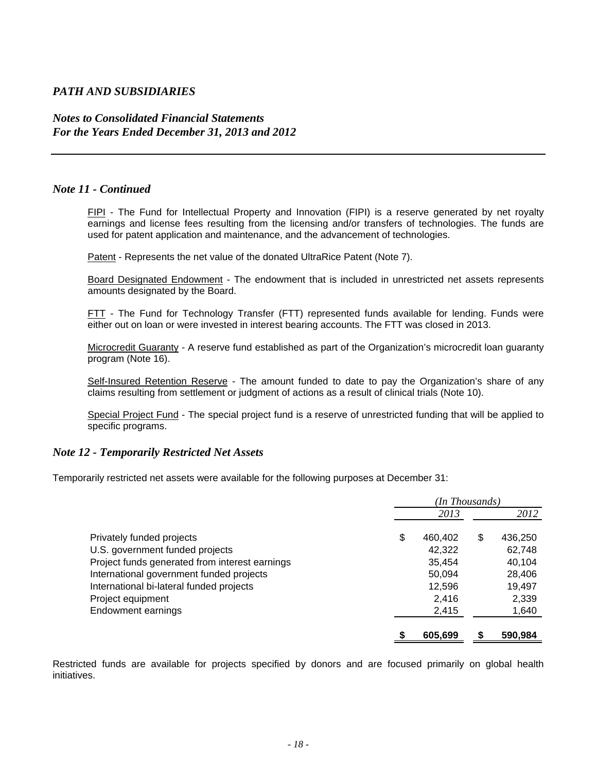*PATH AND SUBSIDIARIES*

*Notes to Consolidated Financial Statements*
*For the Years Ended December 31, 2013 and 2012*

### *Note 11 - Continued*

FIPI - The Fund for Intellectual Property and Innovation (FIPI) is a reserve generated by net royalty earnings and license fees resulting from the licensing and/or transfers of technologies. The funds are used for patent application and maintenance, and the advancement of technologies.

Patent - Represents the net value of the donated UltraRice Patent (Note 7).

Board Designated Endowment - The endowment that is included in unrestricted net assets represents amounts designated by the Board.

FTT - The Fund for Technology Transfer (FTT) represented funds available for lending. Funds were either out on loan or were invested in interest bearing accounts. The FTT was closed in 2013.

Microcredit Guaranty - A reserve fund established as part of the Organization's microcredit loan guaranty program (Note 16).

Self-Insured Retention Reserve - The amount funded to date to pay the Organization's share of any claims resulting from settlement or judgment of actions as a result of clinical trials (Note 10).

Special Project Fund - The special project fund is a reserve of unrestricted funding that will be applied to specific programs.

### *Note 12 - Temporarily Restricted Net Assets*

Temporarily restricted net assets were available for the following purposes at December 31:

| | *(In Thousands)* | |
|---|---|---|
| | *2013* | *2012* |
| Privately funded projects | $ 460,402 | $ 436,250 |
| U.S. government funded projects | 42,322 | 62,748 |
| Project funds generated from interest earnings | 35,454 | 40,104 |
| International government funded projects | 50,094 | 28,406 |
| International bi-lateral funded projects | 12,596 | 19,497 |
| Project equipment | 2,416 | 2,339 |
| Endowment earnings | 2,415 | 1,640 |
| | **$ 605,699** | **$ 590,984** |

Restricted funds are available for projects specified by donors and are focused primarily on global health initiatives.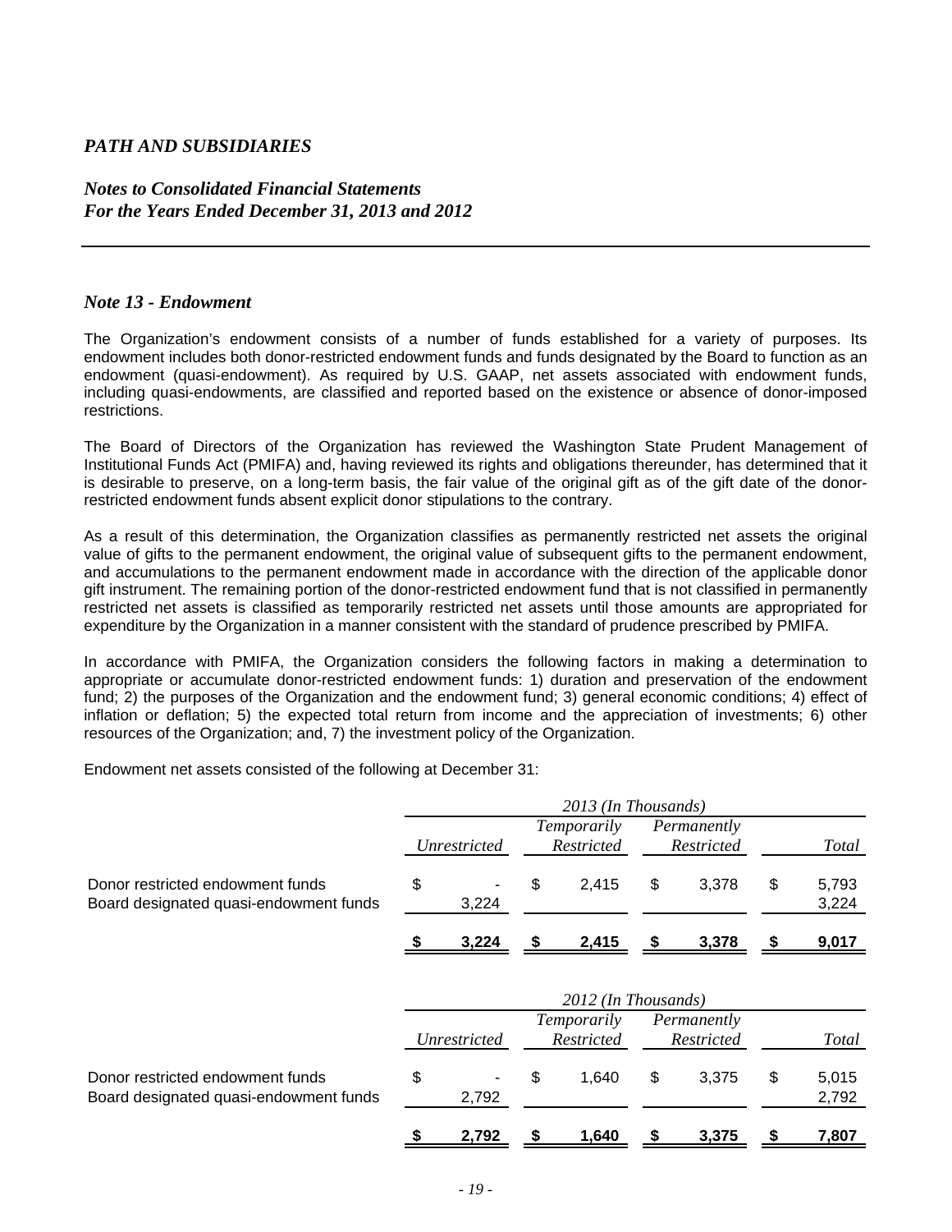# *PATH AND SUBSIDIARIES*

## *Notes to Consolidated Financial Statements*
## *For the Years Ended December 31, 2013 and 2012*

### *Note 13 - Endowment*

The Organization's endowment consists of a number of funds established for a variety of purposes. Its endowment includes both donor-restricted endowment funds and funds designated by the Board to function as an endowment (quasi-endowment). As required by U.S. GAAP, net assets associated with endowment funds, including quasi-endowments, are classified and reported based on the existence or absence of donor-imposed restrictions.

The Board of Directors of the Organization has reviewed the Washington State Prudent Management of Institutional Funds Act (PMIFA) and, having reviewed its rights and obligations thereunder, has determined that it is desirable to preserve, on a long-term basis, the fair value of the original gift as of the gift date of the donor-restricted endowment funds absent explicit donor stipulations to the contrary.

As a result of this determination, the Organization classifies as permanently restricted net assets the original value of gifts to the permanent endowment, the original value of subsequent gifts to the permanent endowment, and accumulations to the permanent endowment made in accordance with the direction of the applicable donor gift instrument. The remaining portion of the donor-restricted endowment fund that is not classified in permanently restricted net assets is classified as temporarily restricted net assets until those amounts are appropriated for expenditure by the Organization in a manner consistent with the standard of prudence prescribed by PMIFA.

In accordance with PMIFA, the Organization considers the following factors in making a determination to appropriate or accumulate donor-restricted endowment funds: 1) duration and preservation of the endowment fund; 2) the purposes of the Organization and the endowment fund; 3) general economic conditions; 4) effect of inflation or deflation; 5) the expected total return from income and the appreciation of investments; 6) other resources of the Organization; and, 7) the investment policy of the Organization.

Endowment net assets consisted of the following at December 31:

| | *2013 (In Thousands)* | | | |
|---|---|---|---|---|
| | *Unrestricted* | *Temporarily Restricted* | *Permanently Restricted* | *Total* |
| Donor restricted endowment funds | $ - | $ 2,415 | $ 3,378 | $ 5,793 |
| Board designated quasi-endowment funds | 3,224 | | | 3,224 |
| | **$ 3,224** | **$ 2,415** | **$ 3,378** | **$ 9,017** |

| | *2012 (In Thousands)* | | | |
|---|---|---|---|---|
| | *Unrestricted* | *Temporarily Restricted* | *Permanently Restricted* | *Total* |
| Donor restricted endowment funds | $ - | $ 1,640 | $ 3,375 | $ 5,015 |
| Board designated quasi-endowment funds | 2,792 | | | 2,792 |
| | **$ 2,792** | **$ 1,640** | **$ 3,375** | **$ 7,807** |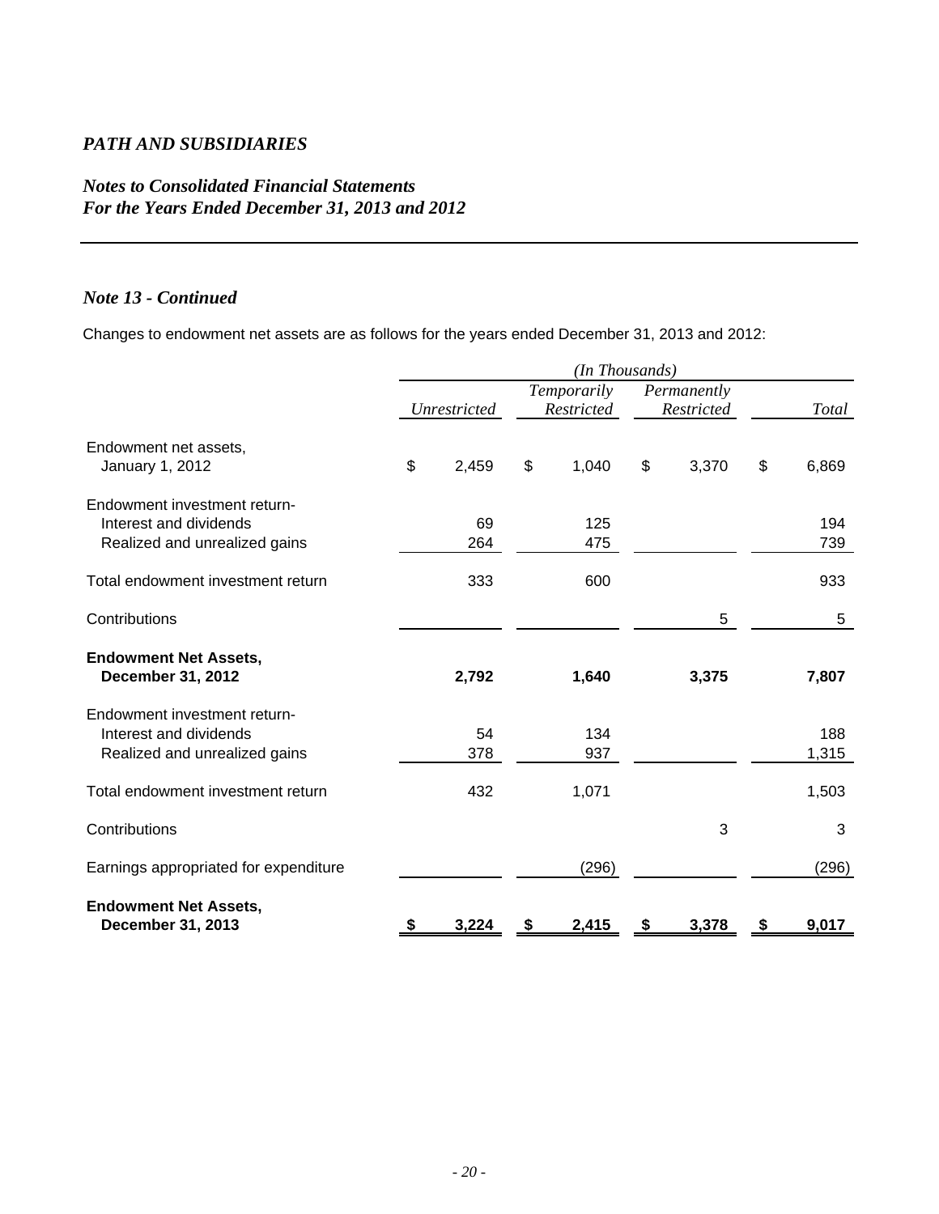*PATH AND SUBSIDIARIES*

*Notes to Consolidated Financial Statements*
*For the Years Ended December 31, 2013 and 2012*

### *Note 13 - Continued*

Changes to endowment net assets are as follows for the years ended December 31, 2013 and 2012:

| | (In Thousands) | | | |
|---|---|---|---|---|
| | *Unrestricted* | *Temporarily Restricted* | *Permanently Restricted* | *Total* |
| Endowment net assets, January 1, 2012 | $ 2,459 | $ 1,040 | $ 3,370 | $ 6,869 |
| Endowment investment return- | | | | |
| Interest and dividends | 69 | 125 | | 194 |
| Realized and unrealized gains | 264 | 475 | | 739 |
| Total endowment investment return | 333 | 600 | | 933 |
| Contributions | | | 5 | 5 |
| **Endowment Net Assets, December 31, 2012** | **2,792** | **1,640** | **3,375** | **7,807** |
| Endowment investment return- | | | | |
| Interest and dividends | 54 | 134 | | 188 |
| Realized and unrealized gains | 378 | 937 | | 1,315 |
| Total endowment investment return | 432 | 1,071 | | 1,503 |
| Contributions | | | 3 | 3 |
| Earnings appropriated for expenditure | | (296) | | (296) |
| **Endowment Net Assets, December 31, 2013** | **$ 3,224** | **$ 2,415** | **$ 3,378** | **$ 9,017** |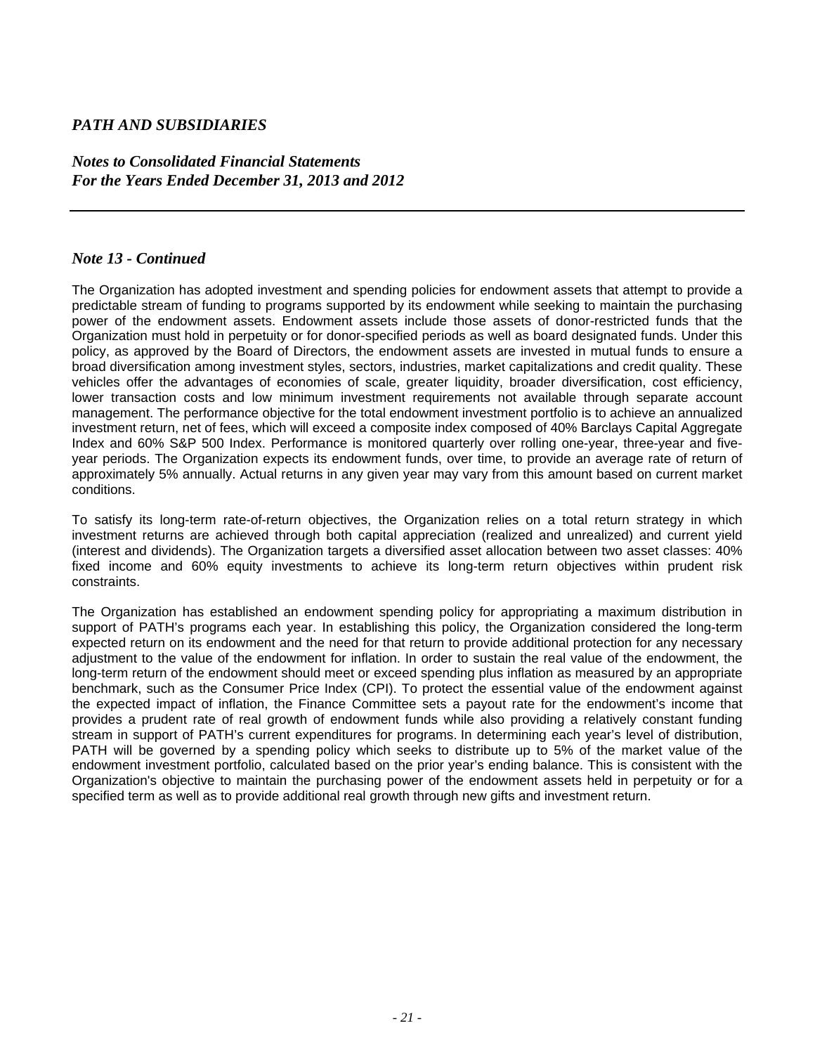### *Note 13 - Continued*

The Organization has adopted investment and spending policies for endowment assets that attempt to provide a predictable stream of funding to programs supported by its endowment while seeking to maintain the purchasing power of the endowment assets. Endowment assets include those assets of donor-restricted funds that the Organization must hold in perpetuity or for donor-specified periods as well as board designated funds. Under this policy, as approved by the Board of Directors, the endowment assets are invested in mutual funds to ensure a broad diversification among investment styles, sectors, industries, market capitalizations and credit quality. These vehicles offer the advantages of economies of scale, greater liquidity, broader diversification, cost efficiency, lower transaction costs and low minimum investment requirements not available through separate account management. The performance objective for the total endowment investment portfolio is to achieve an annualized investment return, net of fees, which will exceed a composite index composed of 40% Barclays Capital Aggregate Index and 60% S&P 500 Index. Performance is monitored quarterly over rolling one-year, three-year and five-year periods. The Organization expects its endowment funds, over time, to provide an average rate of return of approximately 5% annually. Actual returns in any given year may vary from this amount based on current market conditions.

To satisfy its long-term rate-of-return objectives, the Organization relies on a total return strategy in which investment returns are achieved through both capital appreciation (realized and unrealized) and current yield (interest and dividends). The Organization targets a diversified asset allocation between two asset classes: 40% fixed income and 60% equity investments to achieve its long-term return objectives within prudent risk constraints.

The Organization has established an endowment spending policy for appropriating a maximum distribution in support of PATH's programs each year. In establishing this policy, the Organization considered the long-term expected return on its endowment and the need for that return to provide additional protection for any necessary adjustment to the value of the endowment for inflation. In order to sustain the real value of the endowment, the long-term return of the endowment should meet or exceed spending plus inflation as measured by an appropriate benchmark, such as the Consumer Price Index (CPI). To protect the essential value of the endowment against the expected impact of inflation, the Finance Committee sets a payout rate for the endowment's income that provides a prudent rate of real growth of endowment funds while also providing a relatively constant funding stream in support of PATH's current expenditures for programs. In determining each year's level of distribution, PATH will be governed by a spending policy which seeks to distribute up to 5% of the market value of the endowment investment portfolio, calculated based on the prior year's ending balance. This is consistent with the Organization's objective to maintain the purchasing power of the endowment assets held in perpetuity or for a specified term as well as to provide additional real growth through new gifts and investment return.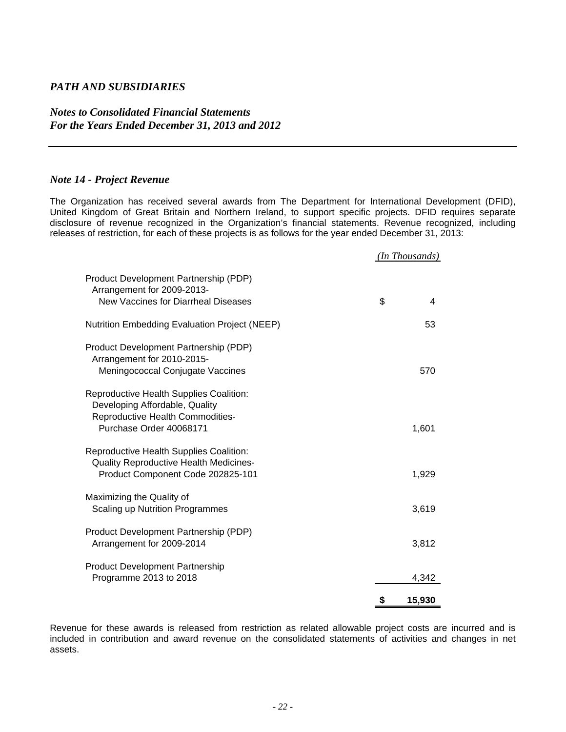*PATH AND SUBSIDIARIES*

*Notes to Consolidated Financial Statements*
*For the Years Ended December 31, 2013 and 2012*

### *Note 14 - Project Revenue*

The Organization has received several awards from The Department for International Development (DFID), United Kingdom of Great Britain and Northern Ireland, to support specific projects. DFID requires separate disclosure of revenue recognized in the Organization's financial statements. Revenue recognized, including releases of restriction, for each of these projects is as follows for the year ended December 31, 2013:

| | *(In Thousands)* |
|---|---|
| Product Development Partnership (PDP) Arrangement for 2009-2013- New Vaccines for Diarrheal Diseases | $ 4 |
| Nutrition Embedding Evaluation Project (NEEP) | 53 |
| Product Development Partnership (PDP) Arrangement for 2010-2015- Meningococcal Conjugate Vaccines | 570 |
| Reproductive Health Supplies Coalition: Developing Affordable, Quality Reproductive Health Commodities- Purchase Order 40068171 | 1,601 |
| Reproductive Health Supplies Coalition: Quality Reproductive Health Medicines- Product Component Code 202825-101 | 1,929 |
| Maximizing the Quality of Scaling up Nutrition Programmes | 3,619 |
| Product Development Partnership (PDP) Arrangement for 2009-2014 | 3,812 |
| Product Development Partnership Programme 2013 to 2018 | 4,342 |
| | **$ 15,930** |

Revenue for these awards is released from restriction as related allowable project costs are incurred and is included in contribution and award revenue on the consolidated statements of activities and changes in net assets.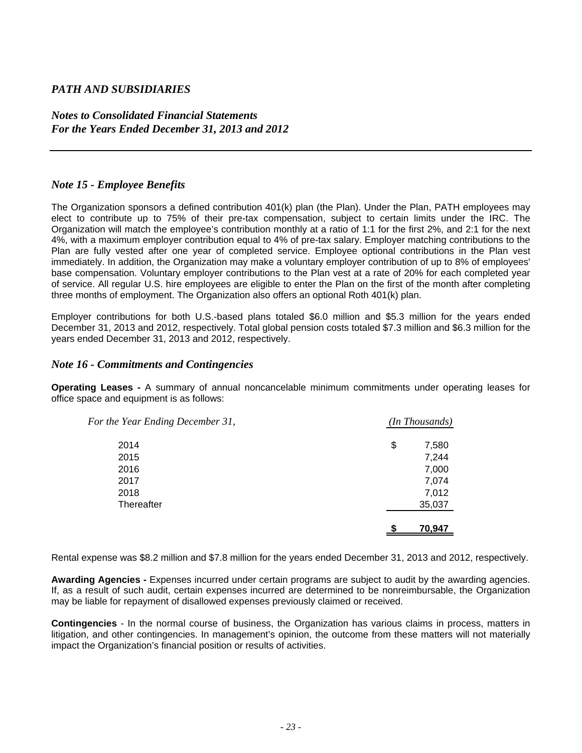# *PATH AND SUBSIDIARIES*

## *Notes to Consolidated Financial Statements*
## *For the Years Ended December 31, 2013 and 2012*

### *Note 15 - Employee Benefits*

The Organization sponsors a defined contribution 401(k) plan (the Plan). Under the Plan, PATH employees may elect to contribute up to 75% of their pre-tax compensation, subject to certain limits under the IRC. The Organization will match the employee's contribution monthly at a ratio of 1:1 for the first 2%, and 2:1 for the next 4%, with a maximum employer contribution equal to 4% of pre-tax salary. Employer matching contributions to the Plan are fully vested after one year of completed service. Employee optional contributions in the Plan vest immediately. In addition, the Organization may make a voluntary employer contribution of up to 8% of employees' base compensation. Voluntary employer contributions to the Plan vest at a rate of 20% for each completed year of service. All regular U.S. hire employees are eligible to enter the Plan on the first of the month after completing three months of employment. The Organization also offers an optional Roth 401(k) plan.

Employer contributions for both U.S.-based plans totaled $6.0 million and $5.3 million for the years ended December 31, 2013 and 2012, respectively. Total global pension costs totaled $7.3 million and $6.3 million for the years ended December 31, 2013 and 2012, respectively.

### *Note 16 - Commitments and Contingencies*

**Operating Leases -** A summary of annual noncancelable minimum commitments under operating leases for office space and equipment is as follows:

| *For the Year Ending December 31,* | *(In Thousands)* |
|---|---|
| 2014 | $ 7,580 |
| 2015 | 7,244 |
| 2016 | 7,000 |
| 2017 | 7,074 |
| 2018 | 7,012 |
| Thereafter | 35,037 |
| | **$ 70,947** |

Rental expense was $8.2 million and $7.8 million for the years ended December 31, 2013 and 2012, respectively.

**Awarding Agencies -** Expenses incurred under certain programs are subject to audit by the awarding agencies. If, as a result of such audit, certain expenses incurred are determined to be nonreimbursable, the Organization may be liable for repayment of disallowed expenses previously claimed or received.

**Contingencies** - In the normal course of business, the Organization has various claims in process, matters in litigation, and other contingencies. In management's opinion, the outcome from these matters will not materially impact the Organization's financial position or results of activities.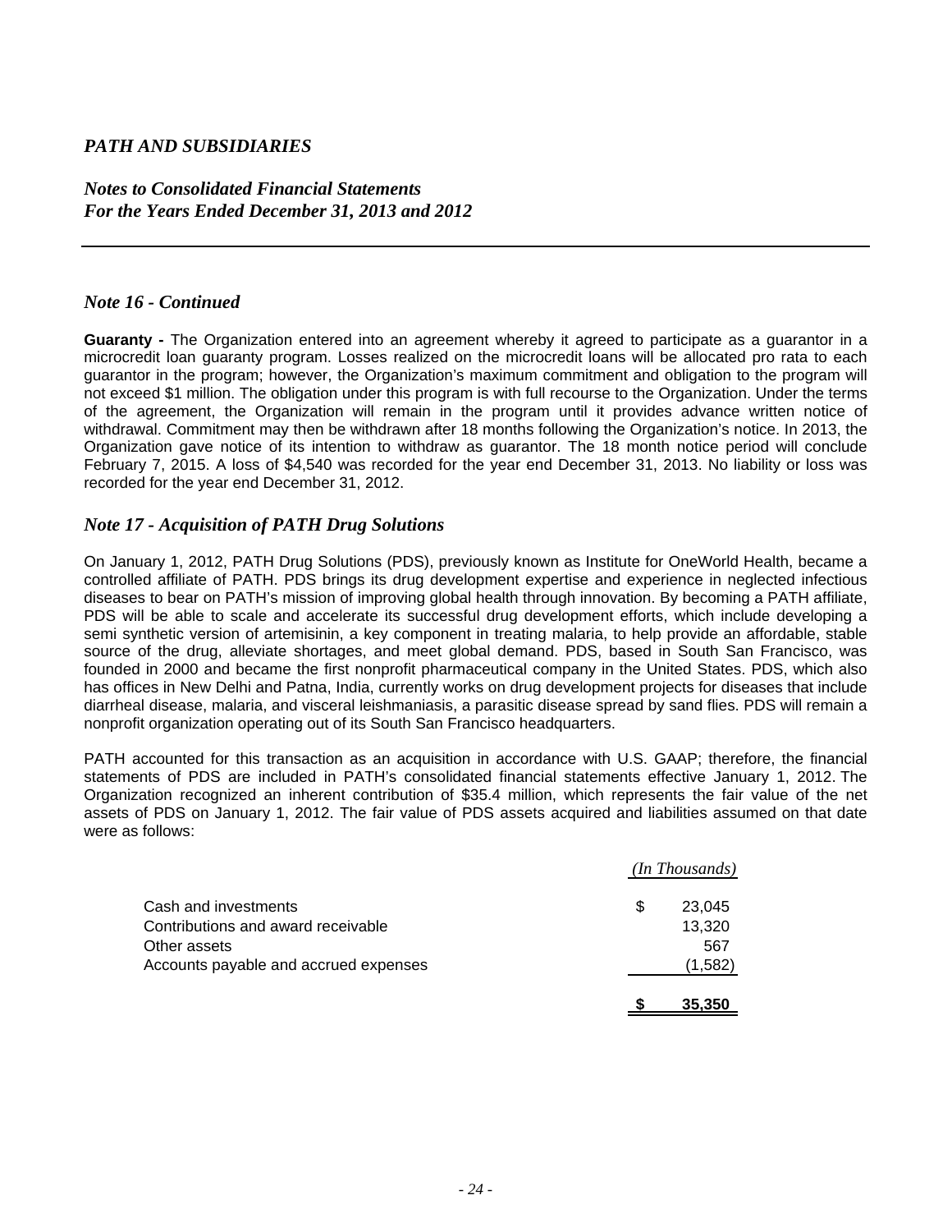## Note 16 - Continued

**Guaranty -** The Organization entered into an agreement whereby it agreed to participate as a guarantor in a microcredit loan guaranty program. Losses realized on the microcredit loans will be allocated pro rata to each guarantor in the program; however, the Organization's maximum commitment and obligation to the program will not exceed $1 million. The obligation under this program is with full recourse to the Organization. Under the terms of the agreement, the Organization will remain in the program until it provides advance written notice of withdrawal. Commitment may then be withdrawn after 18 months following the Organization's notice. In 2013, the Organization gave notice of its intention to withdraw as guarantor. The 18 month notice period will conclude February 7, 2015. A loss of $4,540 was recorded for the year end December 31, 2013. No liability or loss was recorded for the year end December 31, 2012.

## Note 17 - Acquisition of PATH Drug Solutions

On January 1, 2012, PATH Drug Solutions (PDS), previously known as Institute for OneWorld Health, became a controlled affiliate of PATH. PDS brings its drug development expertise and experience in neglected infectious diseases to bear on PATH's mission of improving global health through innovation. By becoming a PATH affiliate, PDS will be able to scale and accelerate its successful drug development efforts, which include developing a semi synthetic version of artemisinin, a key component in treating malaria, to help provide an affordable, stable source of the drug, alleviate shortages, and meet global demand. PDS, based in South San Francisco, was founded in 2000 and became the first nonprofit pharmaceutical company in the United States. PDS, which also has offices in New Delhi and Patna, India, currently works on drug development projects for diseases that include diarrheal disease, malaria, and visceral leishmaniasis, a parasitic disease spread by sand flies. PDS will remain a nonprofit organization operating out of its South San Francisco headquarters.

PATH accounted for this transaction as an acquisition in accordance with U.S. GAAP; therefore, the financial statements of PDS are included in PATH's consolidated financial statements effective January 1, 2012. The Organization recognized an inherent contribution of $35.4 million, which represents the fair value of the net assets of PDS on January 1, 2012. The fair value of PDS assets acquired and liabilities assumed on that date were as follows:

| | *(In Thousands)* |
|---|---|
| Cash and investments | $ 23,045 |
| Contributions and award receivable | 13,320 |
| Other assets | 567 |
| Accounts payable and accrued expenses | (1,582) |
| | **$ 35,350** |